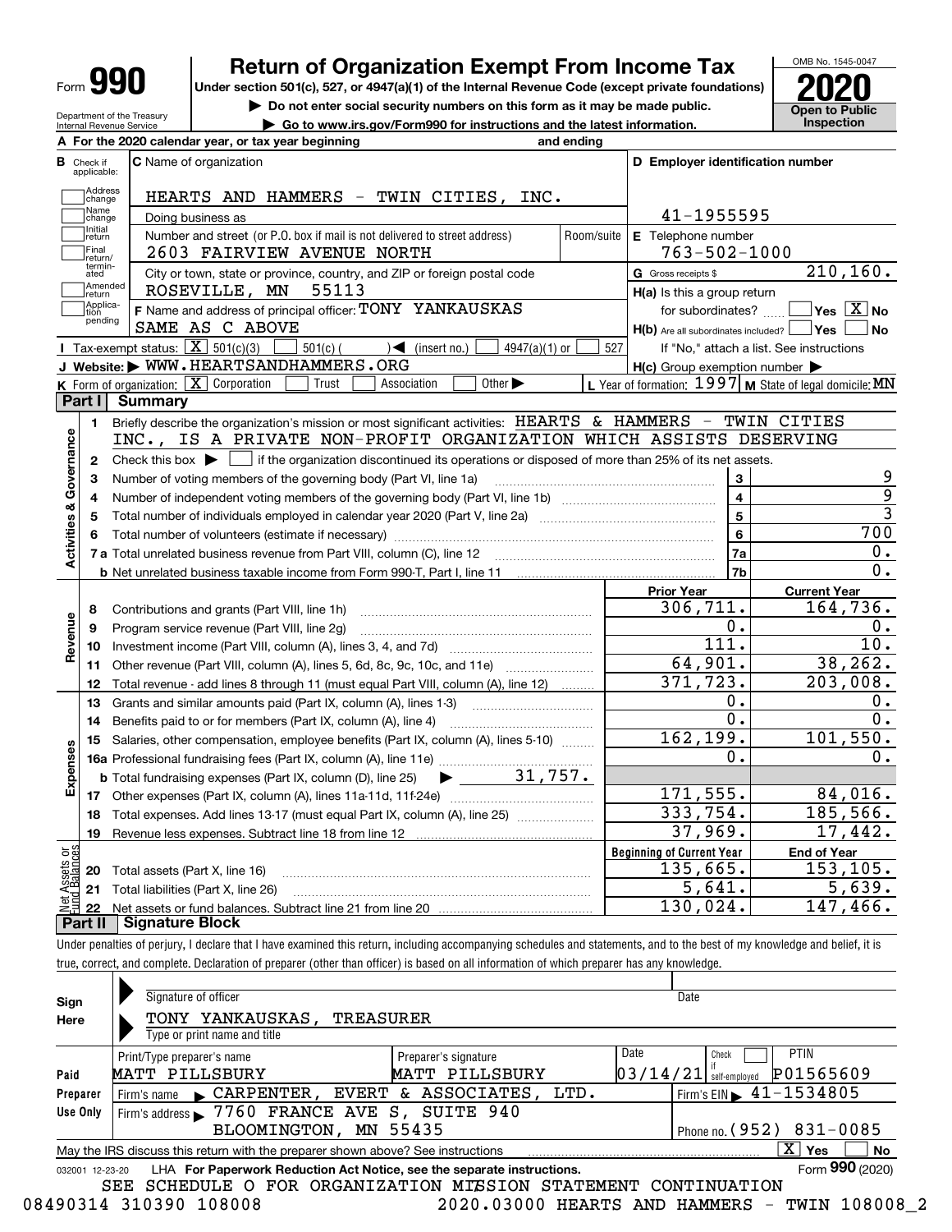# Form 990 — Return of Organization Exempt From Income Tax (2020)

Under section 501(c), 527, or 4947(a)(1) of the Internal Revenue Code (except private foundations)

▶ Do not enter social security numbers on this form as it may be made public.

▶ Go to www.irs.gov/Form990 for instructions and the latest information.

OMB No. 1545-0047 | Open to Public Inspection

Department of the Treasury, Internal Revenue Service

**A** For the 2020 calendar year, or tax year beginning and ending

**B** Check if applicable: Address change, Name change, Initial return, Final return/terminated, Amended return, Application pending

**C** Name of organization: HEARTS AND HAMMERS - TWIN CITIES, INC.

Doing business as

Number and street (or P.O. box if mail is not delivered to street address): 2603 FAIRVIEW AVENUE NORTH | Room/suite

City or town, state or province, country, and ZIP or foreign postal code: ROSEVILLE, MN 55113

**D** Employer identification number: 41-1955595

**E** Telephone number: 763-502-1000

**G** Gross receipts $ 210,160.

**F** Name and address of principal officer: TONY YANKAUSKAS, SAME AS C ABOVE

**H(a)** Is this a group return for subordinates? Yes [ ] No [X]

**H(b)** Are all subordinates included? Yes [ ] No [ ] If "No," attach a list. See instructions

**H(c)** Group exemption number ▶

**I** Tax-exempt status: [X] 501(c)(3) [ ] 501(c) ( ) ◀ (insert no.) [ ] 4947(a)(1) or [ ] 527

**J** Website: ▶ WWW.HEARTSANDHAMMERS.ORG

**K** Form of organization: [X] Corporation [ ] Trust [ ] Association [ ] Other ▶

**L** Year of formation: 1997 **M** State of legal domicile: MN

## Part I Summary

**Activities & Governance**

1. Briefly describe the organization's mission or most significant activities: HEARTS & HAMMERS - TWIN CITIES INC., IS A PRIVATE NON-PROFIT ORGANIZATION WHICH ASSISTS DESERVING
2. Check this box ▶ [ ] if the organization discontinued its operations or disposed of more than 25% of its net assets.

| | | | |
|---|---|---|---|
| 3 | Number of voting members of the governing body (Part VI, line 1a) | 3 | 9 |
| 4 | Number of independent voting members of the governing body (Part VI, line 1b) | 4 | 9 |
| 5 | Total number of individuals employed in calendar year 2020 (Part V, line 2a) | 5 | 3 |
| 6 | Total number of volunteers (estimate if necessary) | 6 | 700 |
| 7a | Total unrelated business revenue from Part VIII, column (C), line 12 | 7a | 0. |
| b | Net unrelated business taxable income from Form 990-T, Part I, line 11 | 7b | 0. |

| | | Prior Year | Current Year |
|---|---|---|---|
| **Revenue** | | | |
| 8 | Contributions and grants (Part VIII, line 1h) | 306,711. | 164,736. |
| 9 | Program service revenue (Part VIII, line 2g) | 0. | 0. |
| 10 | Investment income (Part VIII, column (A), lines 3, 4, and 7d) | 111. | 10. |
| 11 | Other revenue (Part VIII, column (A), lines 5, 6d, 8c, 9c, 10c, and 11e) | 64,901. | 38,262. |
| 12 | Total revenue - add lines 8 through 11 (must equal Part VIII, column (A), line 12) | 371,723. | 203,008. |
| **Expenses** | | | |
| 13 | Grants and similar amounts paid (Part IX, column (A), lines 1-3) | 0. | 0. |
| 14 | Benefits paid to or for members (Part IX, column (A), line 4) | 0. | 0. |
| 15 | Salaries, other compensation, employee benefits (Part IX, column (A), lines 5-10) | 162,199. | 101,550. |
| 16a | Professional fundraising fees (Part IX, column (A), line 11e) | 0. | 0. |
| b | Total fundraising expenses (Part IX, column (D), line 25) ▶ 31,757. | | |
| 17 | Other expenses (Part IX, column (A), lines 11a-11d, 11f-24e) | 171,555. | 84,016. |
| 18 | Total expenses. Add lines 13-17 (must equal Part IX, column (A), line 25) | 333,754. | 185,566. |
| 19 | Revenue less expenses. Subtract line 18 from line 12 | 37,969. | 17,442. |
| **Net Assets or Fund Balances** | | **Beginning of Current Year** | **End of Year** |
| 20 | Total assets (Part X, line 16) | 135,665. | 153,105. |
| 21 | Total liabilities (Part X, line 26) | 5,641. | 5,639. |
| 22 | Net assets or fund balances. Subtract line 21 from line 20 | 130,024. | 147,466. |

## Part II Signature Block

Under penalties of perjury, I declare that I have examined this return, including accompanying schedules and statements, and to the best of my knowledge and belief, it is true, correct, and complete. Declaration of preparer (other than officer) is based on all information of which preparer has any knowledge.

**Sign Here**

Signature of officer | Date

TONY YANKAUSKAS, TREASURER

Type or print name and title

**Paid Preparer Use Only**

| Print/Type preparer's name | Preparer's signature | Date | Check if self-employed | PTIN |
|---|---|---|---|---|
| MATT PILLSBURY | MATT PILLSBURY | 03/14/21 | [ ] | P01565609 |

Firm's name ▶ CARPENTER, EVERT & ASSOCIATES, LTD. | Firm's EIN ▶ 41-1534805

Firm's address ▶ 7760 FRANCE AVE S, SUITE 940, BLOOMINGTON, MN 55435 | Phone no. (952) 831-0085

May the IRS discuss this return with the preparer shown above? See instructions [X] Yes [ ] No

032001 12-23-20 LHA For Paperwork Reduction Act Notice, see the separate instructions. Form **990** (2020)

SEE SCHEDULE O FOR ORGANIZATION MISSION STATEMENT CONTINUATION

08490314 310390 108008 2020.03000 HEARTS AND HAMMERS - TWIN 108008_2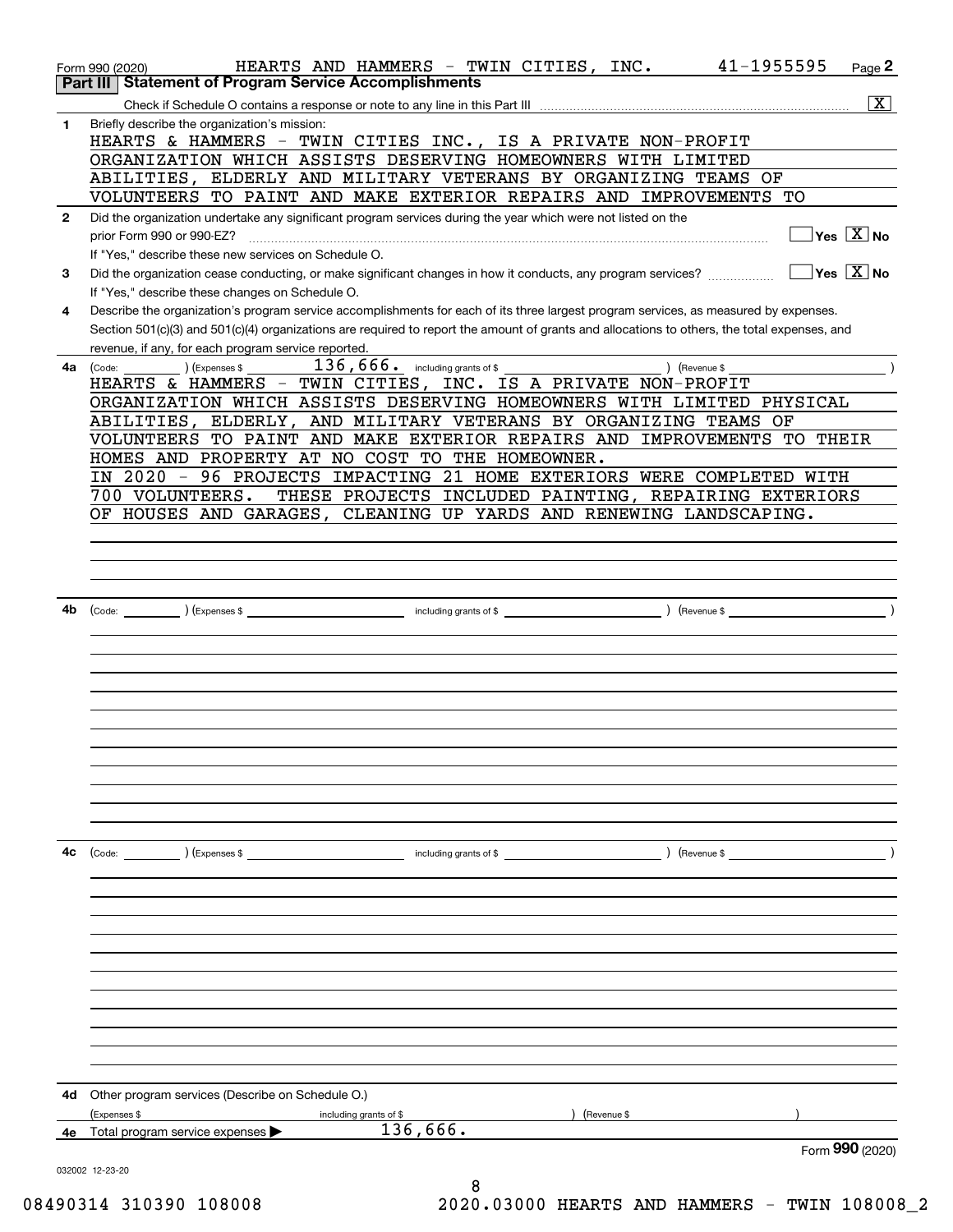Form 990 (2020) HEARTS AND HAMMERS - TWIN CITIES, INC. 41-1955595

## Part III Statement of Program Service Accomplishments

Check if Schedule O contains a response or note to any line in this Part III .......... [X]

**1** Briefly describe the organization's mission:

HEARTS & HAMMERS - TWIN CITIES INC., IS A PRIVATE NON-PROFIT ORGANIZATION WHICH ASSISTS DESERVING HOMEOWNERS WITH LIMITED ABILITIES, ELDERLY AND MILITARY VETERANS BY ORGANIZING TEAMS OF VOLUNTEERS TO PAINT AND MAKE EXTERIOR REPAIRS AND IMPROVEMENTS TO

**2** Did the organization undertake any significant program services during the year which were not listed on the prior Form 990 or 990-EZ? .......... [ ] Yes [X] No

If "Yes," describe these new services on Schedule O.

**3** Did the organization cease conducting, or make significant changes in how it conducts, any program services? .......... [ ] Yes [X] No

If "Yes," describe these changes on Schedule O.

**4** Describe the organization's program service accomplishments for each of its three largest program services, as measured by expenses. Section 501(c)(3) and 501(c)(4) organizations are required to report the amount of grants and allocations to others, the total expenses, and revenue, if any, for each program service reported.

**4a** (Code: ) (Expenses $ 136,666. including grants of $ ) (Revenue $ )

HEARTS & HAMMERS - TWIN CITIES, INC. IS A PRIVATE NON-PROFIT ORGANIZATION WHICH ASSISTS DESERVING HOMEOWNERS WITH LIMITED PHYSICAL ABILITIES, ELDERLY, AND MILITARY VETERANS BY ORGANIZING TEAMS OF VOLUNTEERS TO PAINT AND MAKE EXTERIOR REPAIRS AND IMPROVEMENTS TO THEIR HOMES AND PROPERTY AT NO COST TO THE HOMEOWNER.

IN 2020 - 96 PROJECTS IMPACTING 21 HOME EXTERIORS WERE COMPLETED WITH 700 VOLUNTEERS. THESE PROJECTS INCLUDED PAINTING, REPAIRING EXTERIORS OF HOUSES AND GARAGES, CLEANING UP YARDS AND RENEWING LANDSCAPING.

**4b** (Code: ) (Expenses $ including grants of $ ) (Revenue $ )

**4c** (Code: ) (Expenses $ including grants of $ ) (Revenue $ )

**4d** Other program services (Describe on Schedule O.)

(Expenses $ including grants of $ ) (Revenue $ )

**4e** Total program service expenses ▶ 136,666.

Form **990** (2020)

032002 12-23-20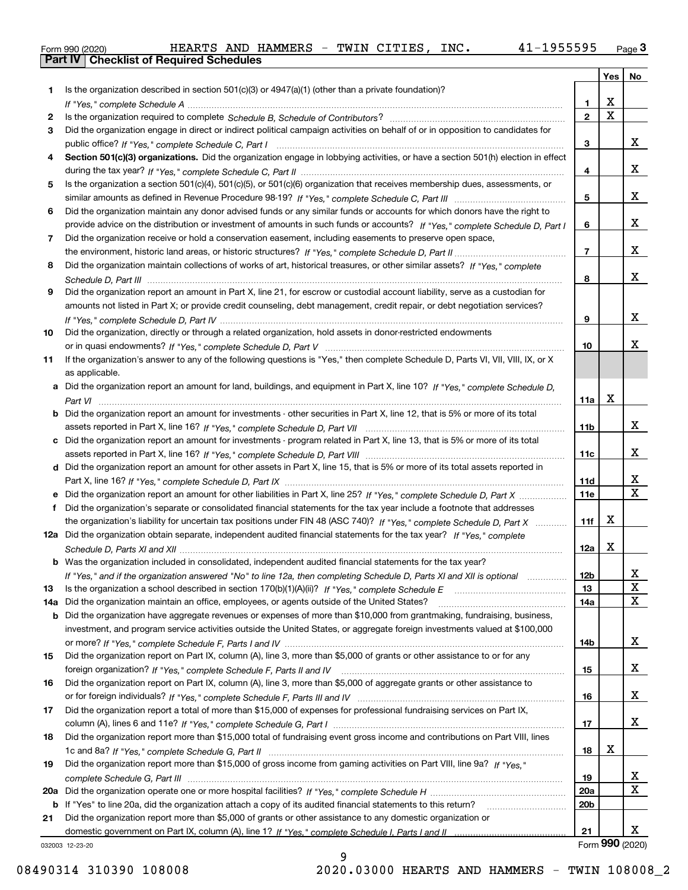Form 990 (2020) HEARTS AND HAMMERS - TWIN CITIES, INC. 41-1955595

## Part IV Checklist of Required Schedules

| | | | Yes | No |
|---|---|---|---|---|
| 1 | Is the organization described in section 501(c)(3) or 4947(a)(1) (other than a private foundation)? *If "Yes," complete Schedule A* | 1 | X | |
| 2 | Is the organization required to complete *Schedule B, Schedule of Contributors*? | 2 | X | |
| 3 | Did the organization engage in direct or indirect political campaign activities on behalf of or in opposition to candidates for public office? *If "Yes," complete Schedule C, Part I* | 3 | | X |
| 4 | **Section 501(c)(3) organizations.** Did the organization engage in lobbying activities, or have a section 501(h) election in effect during the tax year? *If "Yes," complete Schedule C, Part II* | 4 | | X |
| 5 | Is the organization a section 501(c)(4), 501(c)(5), or 501(c)(6) organization that receives membership dues, assessments, or similar amounts as defined in Revenue Procedure 98-19? *If "Yes," complete Schedule C, Part III* | 5 | | X |
| 6 | Did the organization maintain any donor advised funds or any similar funds or accounts for which donors have the right to provide advice on the distribution or investment of amounts in such funds or accounts? *If "Yes," complete Schedule D, Part I* | 6 | | X |
| 7 | Did the organization receive or hold a conservation easement, including easements to preserve open space, the environment, historic land areas, or historic structures? *If "Yes," complete Schedule D, Part II* | 7 | | X |
| 8 | Did the organization maintain collections of works of art, historical treasures, or other similar assets? *If "Yes," complete Schedule D, Part III* | 8 | | X |
| 9 | Did the organization report an amount in Part X, line 21, for escrow or custodial account liability, serve as a custodian for amounts not listed in Part X; or provide credit counseling, debt management, credit repair, or debt negotiation services? *If "Yes," complete Schedule D, Part IV* | 9 | | X |
| 10 | Did the organization, directly or through a related organization, hold assets in donor-restricted endowments or in quasi endowments? *If "Yes," complete Schedule D, Part V* | 10 | | X |
| 11 | If the organization's answer to any of the following questions is "Yes," then complete Schedule D, Parts VI, VII, VIII, IX, or X as applicable. | | | |
| a | Did the organization report an amount for land, buildings, and equipment in Part X, line 10? *If "Yes," complete Schedule D, Part VI* | 11a | X | |
| b | Did the organization report an amount for investments - other securities in Part X, line 12, that is 5% or more of its total assets reported in Part X, line 16? *If "Yes," complete Schedule D, Part VII* | 11b | | X |
| c | Did the organization report an amount for investments - program related in Part X, line 13, that is 5% or more of its total assets reported in Part X, line 16? *If "Yes," complete Schedule D, Part VIII* | 11c | | X |
| d | Did the organization report an amount for other assets in Part X, line 15, that is 5% or more of its total assets reported in Part X, line 16? *If "Yes," complete Schedule D, Part IX* | 11d | | X |
| e | Did the organization report an amount for other liabilities in Part X, line 25? *If "Yes," complete Schedule D, Part X* | 11e | | X |
| f | Did the organization's separate or consolidated financial statements for the tax year include a footnote that addresses the organization's liability for uncertain tax positions under FIN 48 (ASC 740)? *If "Yes," complete Schedule D, Part X* | 11f | X | |
| 12a | Did the organization obtain separate, independent audited financial statements for the tax year? *If "Yes," complete Schedule D, Parts XI and XII* | 12a | X | |
| b | Was the organization included in consolidated, independent audited financial statements for the tax year? *If "Yes," and if the organization answered "No" to line 12a, then completing Schedule D, Parts XI and XII is optional* | 12b | | X |
| 13 | Is the organization a school described in section 170(b)(1)(A)(ii)? *If "Yes," complete Schedule E* | 13 | | X |
| 14a | Did the organization maintain an office, employees, or agents outside of the United States? | 14a | | X |
| b | Did the organization have aggregate revenues or expenses of more than $10,000 from grantmaking, fundraising, business, investment, and program service activities outside the United States, or aggregate foreign investments valued at $100,000 or more? *If "Yes," complete Schedule F, Parts I and IV* | 14b | | X |
| 15 | Did the organization report on Part IX, column (A), line 3, more than $5,000 of grants or other assistance to or for any foreign organization? *If "Yes," complete Schedule F, Parts II and IV* | 15 | | X |
| 16 | Did the organization report on Part IX, column (A), line 3, more than $5,000 of aggregate grants or other assistance to or for foreign individuals? *If "Yes," complete Schedule F, Parts III and IV* | 16 | | X |
| 17 | Did the organization report a total of more than $15,000 of expenses for professional fundraising services on Part IX, column (A), lines 6 and 11e? *If "Yes," complete Schedule G, Part I* | 17 | | X |
| 18 | Did the organization report more than $15,000 total of fundraising event gross income and contributions on Part VIII, lines 1c and 8a? *If "Yes," complete Schedule G, Part II* | 18 | X | |
| 19 | Did the organization report more than $15,000 of gross income from gaming activities on Part VIII, line 9a? *If "Yes," complete Schedule G, Part III* | 19 | | X |
| 20a | Did the organization operate one or more hospital facilities? *If "Yes," complete Schedule H* | 20a | | X |
| b | If "Yes" to line 20a, did the organization attach a copy of its audited financial statements to this return? | 20b | | |
| 21 | Did the organization report more than $5,000 of grants or other assistance to any domestic organization or domestic government on Part IX, column (A), line 1? *If "Yes," complete Schedule I, Parts I and II* | 21 | | X |

032003 12-23-20

Form **990** (2020)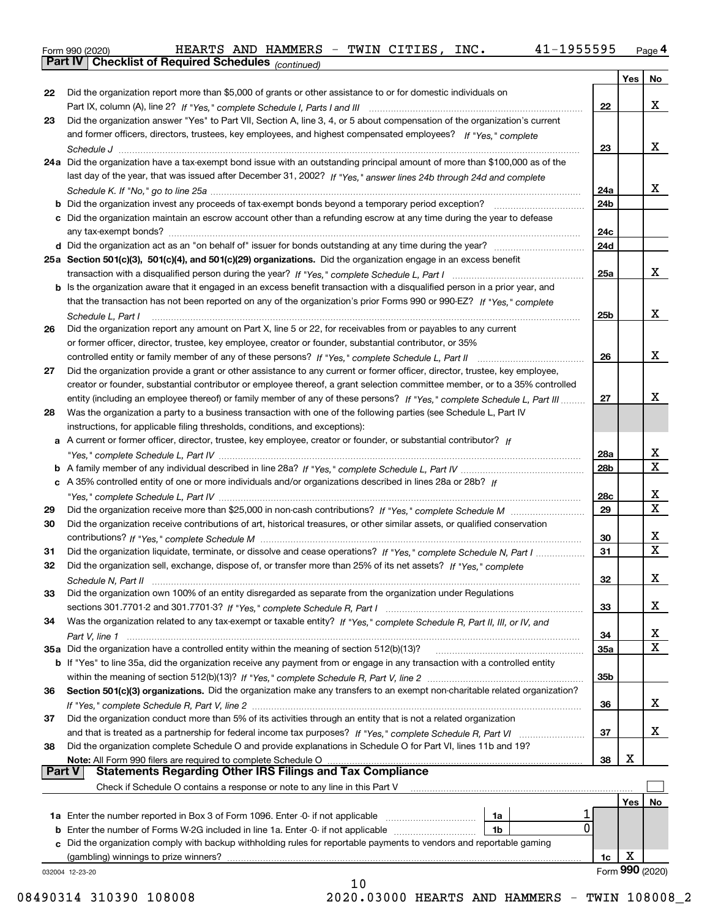Form 990 (2020) HEARTS AND HAMMERS - TWIN CITIES, INC. 41-1955595

## Part IV Checklist of Required Schedules *(continued)*

| | | | Yes | No |
|---|---|---|---|---|
| 22 | Did the organization report more than $5,000 of grants or other assistance to or for domestic individuals on Part IX, column (A), line 2? *If "Yes," complete Schedule I, Parts I and III* | 22 | | X |
| 23 | Did the organization answer "Yes" to Part VII, Section A, line 3, 4, or 5 about compensation of the organization's current and former officers, directors, trustees, key employees, and highest compensated employees? *If "Yes," complete Schedule J* | 23 | | X |
| 24a | Did the organization have a tax-exempt bond issue with an outstanding principal amount of more than $100,000 as of the last day of the year, that was issued after December 31, 2002? *If "Yes," answer lines 24b through 24d and complete Schedule K. If "No," go to line 25a* | 24a | | X |
| b | Did the organization invest any proceeds of tax-exempt bonds beyond a temporary period exception? | 24b | | |
| c | Did the organization maintain an escrow account other than a refunding escrow at any time during the year to defease any tax-exempt bonds? | 24c | | |
| d | Did the organization act as an "on behalf of" issuer for bonds outstanding at any time during the year? | 24d | | |
| 25a | **Section 501(c)(3), 501(c)(4), and 501(c)(29) organizations.** Did the organization engage in an excess benefit transaction with a disqualified person during the year? *If "Yes," complete Schedule L, Part I* | 25a | | X |
| b | Is the organization aware that it engaged in an excess benefit transaction with a disqualified person in a prior year, and that the transaction has not been reported on any of the organization's prior Forms 990 or 990-EZ? *If "Yes," complete Schedule L, Part I* | 25b | | X |
| 26 | Did the organization report any amount on Part X, line 5 or 22, for receivables from or payables to any current or former officer, director, trustee, key employee, creator or founder, substantial contributor, or 35% controlled entity or family member of any of these persons? *If "Yes," complete Schedule L, Part II* | 26 | | X |
| 27 | Did the organization provide a grant or other assistance to any current or former officer, director, trustee, key employee, creator or founder, substantial contributor or employee thereof, a grant selection committee member, or to a 35% controlled entity (including an employee thereof) or family member of any of these persons? *If "Yes," complete Schedule L, Part III* | 27 | | X |
| 28 | Was the organization a party to a business transaction with one of the following parties (see Schedule L, Part IV instructions, for applicable filing thresholds, conditions, and exceptions): | | | |
| a | A current or former officer, director, trustee, key employee, creator or founder, or substantial contributor? *If "Yes," complete Schedule L, Part IV* | 28a | | X |
| b | A family member of any individual described in line 28a? *If "Yes," complete Schedule L, Part IV* | 28b | | X |
| c | A 35% controlled entity of one or more individuals and/or organizations described in lines 28a or 28b? *If "Yes," complete Schedule L, Part IV* | 28c | | X |
| 29 | Did the organization receive more than $25,000 in non-cash contributions? *If "Yes," complete Schedule M* | 29 | | X |
| 30 | Did the organization receive contributions of art, historical treasures, or other similar assets, or qualified conservation contributions? *If "Yes," complete Schedule M* | 30 | | X |
| 31 | Did the organization liquidate, terminate, or dissolve and cease operations? *If "Yes," complete Schedule N, Part I* | 31 | | X |
| 32 | Did the organization sell, exchange, dispose of, or transfer more than 25% of its net assets? *If "Yes," complete Schedule N, Part II* | 32 | | X |
| 33 | Did the organization own 100% of an entity disregarded as separate from the organization under Regulations sections 301.7701-2 and 301.7701-3? *If "Yes," complete Schedule R, Part I* | 33 | | X |
| 34 | Was the organization related to any tax-exempt or taxable entity? *If "Yes," complete Schedule R, Part II, III, or IV, and Part V, line 1* | 34 | | X |
| 35a | Did the organization have a controlled entity within the meaning of section 512(b)(13)? | 35a | | X |
| b | If "Yes" to line 35a, did the organization receive any payment from or engage in any transaction with a controlled entity within the meaning of section 512(b)(13)? *If "Yes," complete Schedule R, Part V, line 2* | 35b | | |
| 36 | **Section 501(c)(3) organizations.** Did the organization make any transfers to an exempt non-charitable related organization? *If "Yes," complete Schedule R, Part V, line 2* | 36 | | X |
| 37 | Did the organization conduct more than 5% of its activities through an entity that is not a related organization and that is treated as a partnership for federal income tax purposes? *If "Yes," complete Schedule R, Part VI* | 37 | | X |
| 38 | Did the organization complete Schedule O and provide explanations in Schedule O for Part VI, lines 11b and 19? **Note:** All Form 990 filers are required to complete Schedule O | 38 | X | |

## Part V Statements Regarding Other IRS Filings and Tax Compliance

Check if Schedule O contains a response or note to any line in this Part V ☐

| | | | | | Yes | No |
|---|---|---|---|---|---|---|
| 1a | Enter the number reported in Box 3 of Form 1096. Enter -0- if not applicable | 1a | 1 | | | |
| b | Enter the number of Forms W-2G included in line 1a. Enter -0- if not applicable | 1b | 0 | | | |
| c | Did the organization comply with backup withholding rules for reportable payments to vendors and reportable gaming (gambling) winnings to prize winners? | | | 1c | X | |

032004 12-23-20 Form **990** (2020)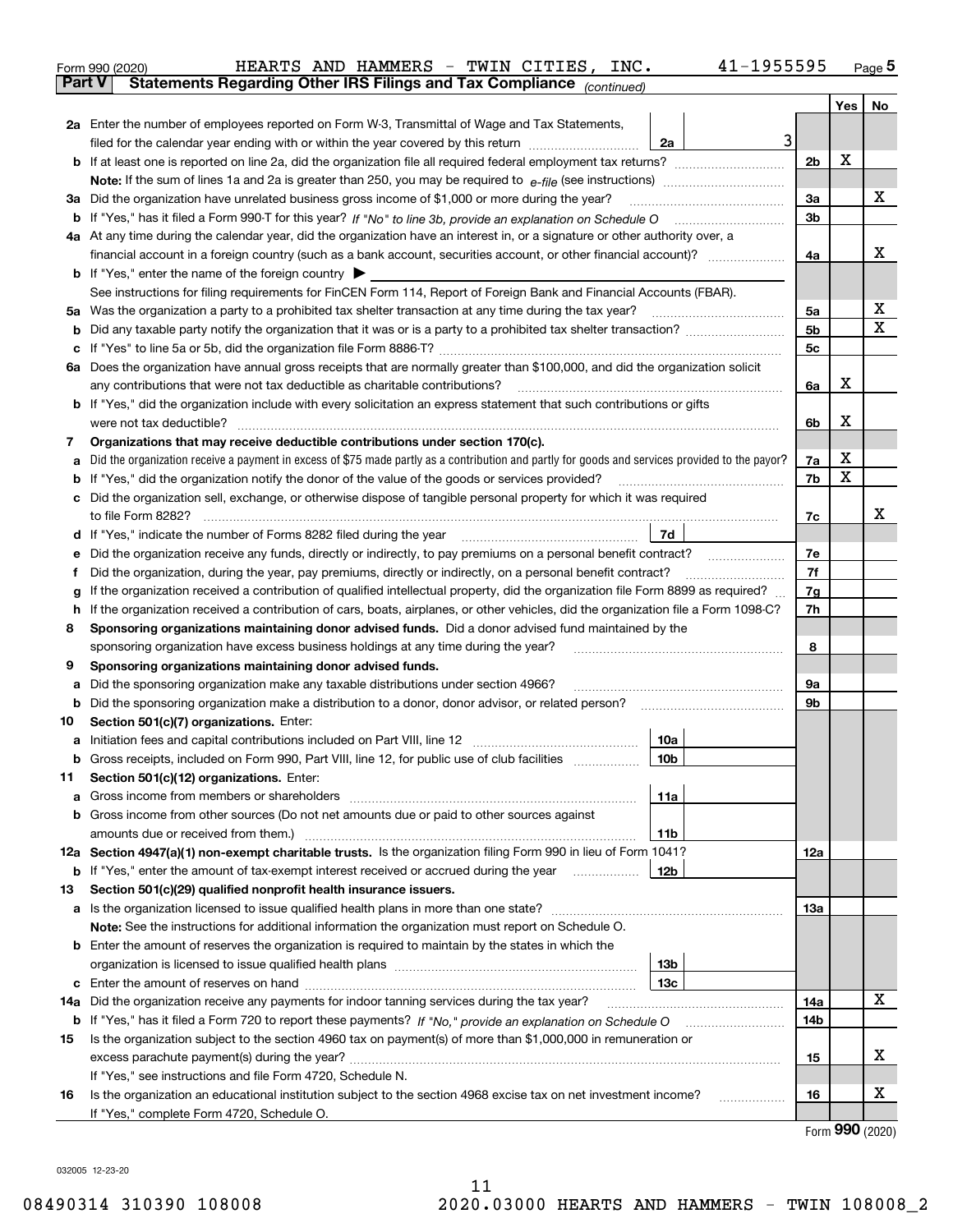Form 990 (2020) HEARTS AND HAMMERS - TWIN CITIES, INC. 41-1955595 Page 5

**Part V Statements Regarding Other IRS Filings and Tax Compliance** *(continued)*

| | | | | Yes | No |
|---|---|---|---|---|---|
| **2a** | Enter the number of employees reported on Form W-3, Transmittal of Wage and Tax Statements, filed for the calendar year ending with or within the year covered by this return | 2a 3 | | | |
| **b** | If at least one is reported on line 2a, did the organization file all required federal employment tax returns? | | 2b | X | |
| | **Note:** If the sum of lines 1a and 2a is greater than 250, you may be required to *e-file* (see instructions) | | | | |
| **3a** | Did the organization have unrelated business gross income of $1,000 or more during the year? | | 3a | | X |
| **b** | If "Yes," has it filed a Form 990-T for this year? *If "No" to line 3b, provide an explanation on Schedule O* | | 3b | | |
| **4a** | At any time during the calendar year, did the organization have an interest in, or a signature or other authority over, a financial account in a foreign country (such as a bank account, securities account, or other financial account)? | | 4a | | X |
| **b** | If "Yes," enter the name of the foreign country ▶ | | | | |
| | See instructions for filing requirements for FinCEN Form 114, Report of Foreign Bank and Financial Accounts (FBAR). | | | | |
| **5a** | Was the organization a party to a prohibited tax shelter transaction at any time during the tax year? | | 5a | | X |
| **b** | Did any taxable party notify the organization that it was or is a party to a prohibited tax shelter transaction? | | 5b | | X |
| **c** | If "Yes" to line 5a or 5b, did the organization file Form 8886-T? | | 5c | | |
| **6a** | Does the organization have annual gross receipts that are normally greater than $100,000, and did the organization solicit any contributions that were not tax deductible as charitable contributions? | | 6a | X | |
| **b** | If "Yes," did the organization include with every solicitation an express statement that such contributions or gifts were not tax deductible? | | 6b | X | |
| **7** | **Organizations that may receive deductible contributions under section 170(c).** | | | | |
| **a** | Did the organization receive a payment in excess of $75 made partly as a contribution and partly for goods and services provided to the payor? | | 7a | X | |
| **b** | If "Yes," did the organization notify the donor of the value of the goods or services provided? | | 7b | X | |
| **c** | Did the organization sell, exchange, or otherwise dispose of tangible personal property for which it was required to file Form 8282? | | 7c | | X |
| **d** | If "Yes," indicate the number of Forms 8282 filed during the year | 7d | | | |
| **e** | Did the organization receive any funds, directly or indirectly, to pay premiums on a personal benefit contract? | | 7e | | |
| **f** | Did the organization, during the year, pay premiums, directly or indirectly, on a personal benefit contract? | | 7f | | |
| **g** | If the organization received a contribution of qualified intellectual property, did the organization file Form 8899 as required? | | 7g | | |
| **h** | If the organization received a contribution of cars, boats, airplanes, or other vehicles, did the organization file a Form 1098-C? | | 7h | | |
| **8** | **Sponsoring organizations maintaining donor advised funds.** Did a donor advised fund maintained by the sponsoring organization have excess business holdings at any time during the year? | | 8 | | |
| **9** | **Sponsoring organizations maintaining donor advised funds.** | | | | |
| **a** | Did the sponsoring organization make any taxable distributions under section 4966? | | 9a | | |
| **b** | Did the sponsoring organization make a distribution to a donor, donor advisor, or related person? | | 9b | | |
| **10** | **Section 501(c)(7) organizations.** Enter: | | | | |
| **a** | Initiation fees and capital contributions included on Part VIII, line 12 | 10a | | | |
| **b** | Gross receipts, included on Form 990, Part VIII, line 12, for public use of club facilities | 10b | | | |
| **11** | **Section 501(c)(12) organizations.** Enter: | | | | |
| **a** | Gross income from members or shareholders | 11a | | | |
| **b** | Gross income from other sources (Do not net amounts due or paid to other sources against amounts due or received from them.) | 11b | | | |
| **12a** | **Section 4947(a)(1) non-exempt charitable trusts.** Is the organization filing Form 990 in lieu of Form 1041? | | 12a | | |
| **b** | If "Yes," enter the amount of tax-exempt interest received or accrued during the year | 12b | | | |
| **13** | **Section 501(c)(29) qualified nonprofit health insurance issuers.** | | | | |
| **a** | Is the organization licensed to issue qualified health plans in more than one state? | | 13a | | |
| | **Note:** See the instructions for additional information the organization must report on Schedule O. | | | | |
| **b** | Enter the amount of reserves the organization is required to maintain by the states in which the organization is licensed to issue qualified health plans | 13b | | | |
| **c** | Enter the amount of reserves on hand | 13c | | | |
| **14a** | Did the organization receive any payments for indoor tanning services during the tax year? | | 14a | | X |
| **b** | If "Yes," has it filed a Form 720 to report these payments? *If "No," provide an explanation on Schedule O* | | 14b | | |
| **15** | Is the organization subject to the section 4960 tax on payment(s) of more than $1,000,000 in remuneration or excess parachute payment(s) during the year? | | 15 | | X |
| | If "Yes," see instructions and file Form 4720, Schedule N. | | | | |
| **16** | Is the organization an educational institution subject to the section 4968 excise tax on net investment income? | | 16 | | X |
| | If "Yes," complete Form 4720, Schedule O. | | | | |

Form **990** (2020)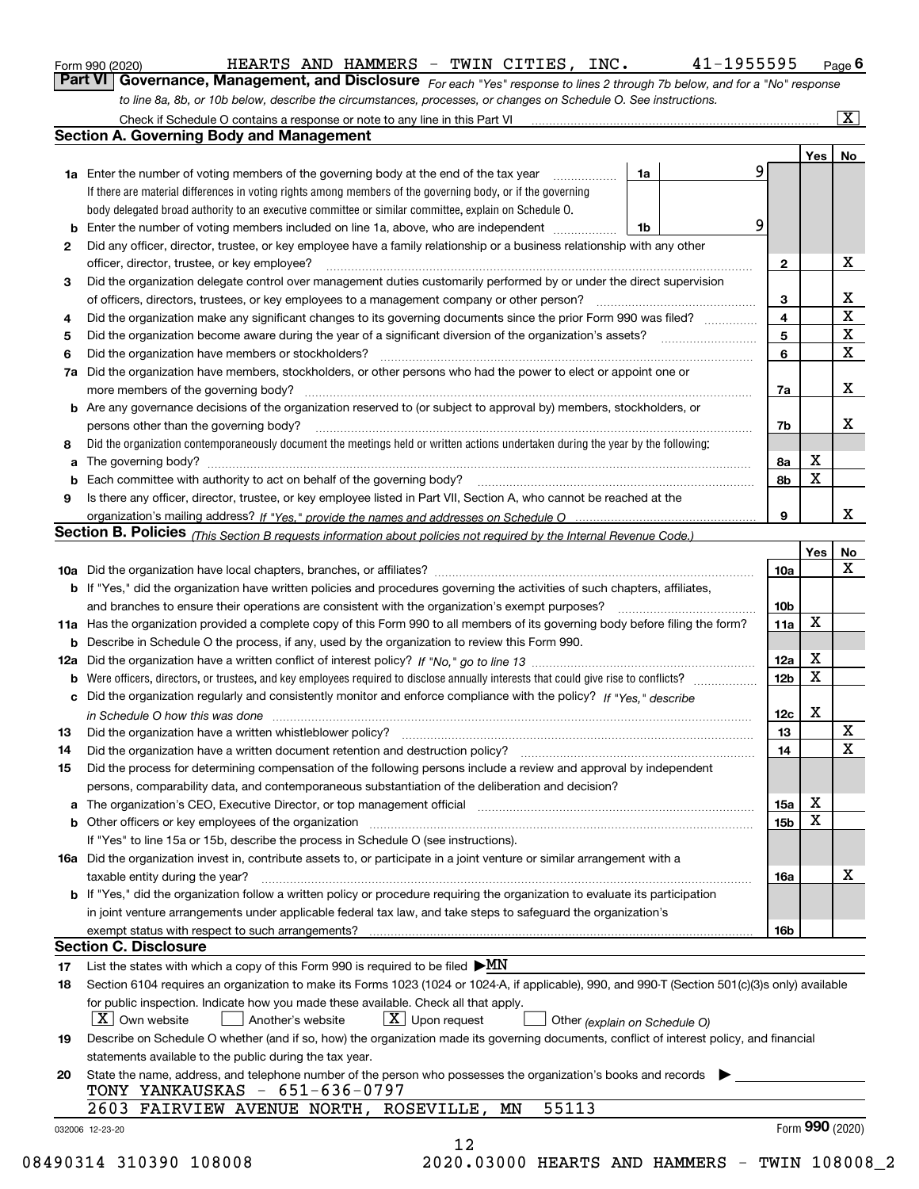Form 990 (2020) HEARTS AND HAMMERS - TWIN CITIES, INC. 41-1955595 Page 6

## Part VI Governance, Management, and Disclosure

*For each "Yes" response to lines 2 through 7b below, and for a "No" response to line 8a, 8b, or 10b below, describe the circumstances, processes, or changes on Schedule O. See instructions.*

Check if Schedule O contains a response or note to any line in this Part VI ..... [X]

### Section A. Governing Body and Management

| | | | | Yes | No |
|---|---|---|---|---|---|
| **1a** | Enter the number of voting members of the governing body at the end of the tax year ..... **1a** | 9 | | | |
| | If there are material differences in voting rights among members of the governing body, or if the governing body delegated broad authority to an executive committee or similar committee, explain on Schedule O. | | | | |
| **b** | Enter the number of voting members included on line 1a, above, who are independent ..... **1b** | 9 | | | |
| **2** | Did any officer, director, trustee, or key employee have a family relationship or a business relationship with any other officer, director, trustee, or key employee? | | 2 | | X |
| **3** | Did the organization delegate control over management duties customarily performed by or under the direct supervision of officers, directors, trustees, or key employees to a management company or other person? | | 3 | | X |
| **4** | Did the organization make any significant changes to its governing documents since the prior Form 990 was filed? | | 4 | | X |
| **5** | Did the organization become aware during the year of a significant diversion of the organization's assets? | | 5 | | X |
| **6** | Did the organization have members or stockholders? | | 6 | | X |
| **7a** | Did the organization have members, stockholders, or other persons who had the power to elect or appoint one or more members of the governing body? | | 7a | | X |
| **b** | Are any governance decisions of the organization reserved to (or subject to approval by) members, stockholders, or persons other than the governing body? | | 7b | | X |
| **8** | Did the organization contemporaneously document the meetings held or written actions undertaken during the year by the following: | | | | |
| **a** | The governing body? | | 8a | X | |
| **b** | Each committee with authority to act on behalf of the governing body? | | 8b | X | |
| **9** | Is there any officer, director, trustee, or key employee listed in Part VII, Section A, who cannot be reached at the organization's mailing address? *If "Yes," provide the names and addresses on Schedule O* | | 9 | | X |

### Section B. Policies *(This Section B requests information about policies not required by the Internal Revenue Code.)*

| | | | Yes | No |
|---|---|---|---|---|
| **10a** | Did the organization have local chapters, branches, or affiliates? | 10a | | X |
| **b** | If "Yes," did the organization have written policies and procedures governing the activities of such chapters, affiliates, and branches to ensure their operations are consistent with the organization's exempt purposes? | 10b | | |
| **11a** | Has the organization provided a complete copy of this Form 990 to all members of its governing body before filing the form? | 11a | X | |
| **b** | Describe in Schedule O the process, if any, used by the organization to review this Form 990. | | | |
| **12a** | Did the organization have a written conflict of interest policy? *If "No," go to line 13* | 12a | X | |
| **b** | Were officers, directors, or trustees, and key employees required to disclose annually interests that could give rise to conflicts? | 12b | X | |
| **c** | Did the organization regularly and consistently monitor and enforce compliance with the policy? *If "Yes," describe in Schedule O how this was done* | 12c | X | |
| **13** | Did the organization have a written whistleblower policy? | 13 | | X |
| **14** | Did the organization have a written document retention and destruction policy? | 14 | | X |
| **15** | Did the process for determining compensation of the following persons include a review and approval by independent persons, comparability data, and contemporaneous substantiation of the deliberation and decision? | | | |
| **a** | The organization's CEO, Executive Director, or top management official | 15a | X | |
| **b** | Other officers or key employees of the organization | 15b | X | |
| | If "Yes" to line 15a or 15b, describe the process in Schedule O (see instructions). | | | |
| **16a** | Did the organization invest in, contribute assets to, or participate in a joint venture or similar arrangement with a taxable entity during the year? | 16a | | X |
| **b** | If "Yes," did the organization follow a written policy or procedure requiring the organization to evaluate its participation in joint venture arrangements under applicable federal tax law, and take steps to safeguard the organization's exempt status with respect to such arrangements? | 16b | | |

### Section C. Disclosure

**17** List the states with which a copy of this Form 990 is required to be filed ▶ MN

**18** Section 6104 requires an organization to make its Forms 1023 (1024 or 1024-A, if applicable), 990, and 990-T (Section 501(c)(3)s only) available for public inspection. Indicate how you made these available. Check all that apply.

[X] Own website [ ] Another's website [X] Upon request [ ] Other *(explain on Schedule O)*

**19** Describe on Schedule O whether (and if so, how) the organization made its governing documents, conflict of interest policy, and financial statements available to the public during the tax year.

**20** State the name, address, and telephone number of the person who possesses the organization's books and records ▶

TONY YANKAUSKAS - 651-636-0797
2603 FAIRVIEW AVENUE NORTH, ROSEVILLE, MN 55113

032006 12-23-20 Form **990** (2020)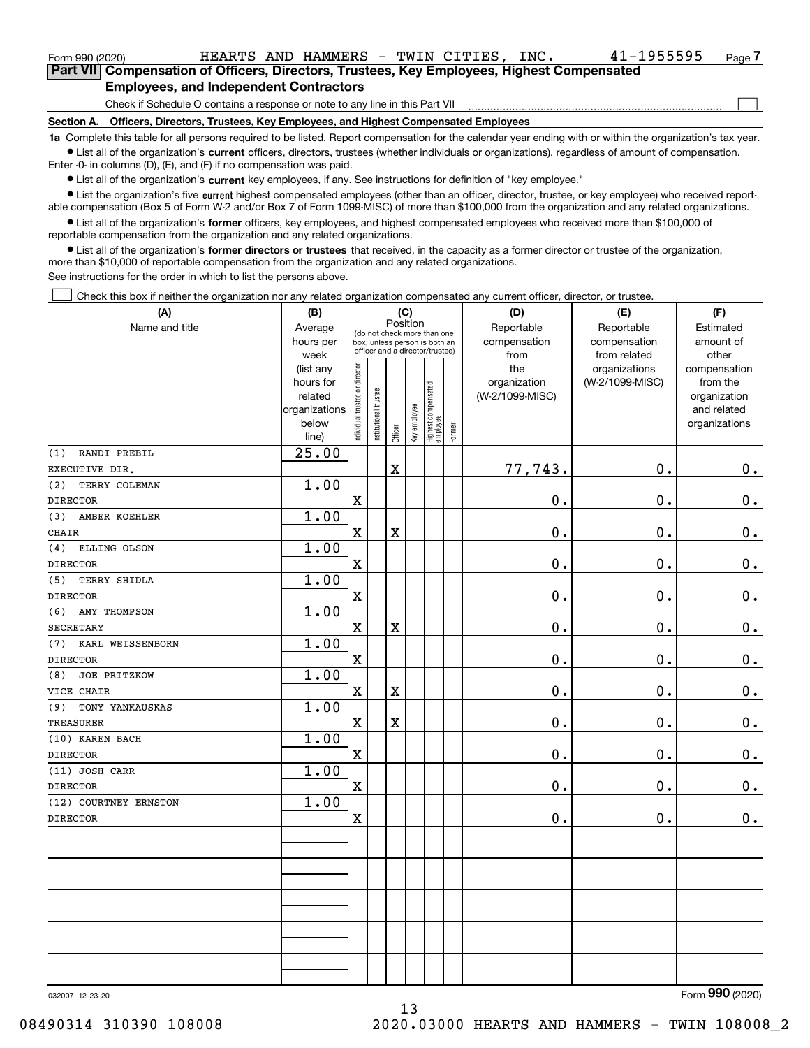Form 990 (2020) HEARTS AND HAMMERS - TWIN CITIES, INC. 41-1955595 Page 7

**Part VII Compensation of Officers, Directors, Trustees, Key Employees, Highest Compensated Employees, and Independent Contractors**

Check if Schedule O contains a response or note to any line in this Part VII ☐

**Section A. Officers, Directors, Trustees, Key Employees, and Highest Compensated Employees**

**1a** Complete this table for all persons required to be listed. Report compensation for the calendar year ending with or within the organization's tax year.

- List all of the organization's **current** officers, directors, trustees (whether individuals or organizations), regardless of amount of compensation. Enter -0- in columns (D), (E), and (F) if no compensation was paid.
- List all of the organization's **current** key employees, if any. See instructions for definition of "key employee."
- List the organization's five **current** highest compensated employees (other than an officer, director, trustee, or key employee) who received reportable compensation (Box 5 of Form W-2 and/or Box 7 of Form 1099-MISC) of more than $100,000 from the organization and any related organizations.
- List all of the organization's **former** officers, key employees, and highest compensated employees who received more than $100,000 of reportable compensation from the organization and any related organizations.
- List all of the organization's **former directors or trustees** that received, in the capacity as a former director or trustee of the organization, more than $10,000 of reportable compensation from the organization and any related organizations.

See instructions for the order in which to list the persons above.

☐ Check this box if neither the organization nor any related organization compensated any current officer, director, or trustee.

| (A) Name and title | (B) Average hours per week (list any hours for related organizations below line) | (C) Position: Individual trustee or director | Institutional trustee | Officer | Key employee | Highest compensated employee | Former | (D) Reportable compensation from the organization (W-2/1099-MISC) | (E) Reportable compensation from related organizations (W-2/1099-MISC) | (F) Estimated amount of other compensation from the organization and related organizations |
|---|---|---|---|---|---|---|---|---|---|---|
| (1) RANDI PREBIL<br>EXECUTIVE DIR. | 25.00 | | | X | | | | 77,743. | 0. | 0. |
| (2) TERRY COLEMAN<br>DIRECTOR | 1.00 | X | | | | | | 0. | 0. | 0. |
| (3) AMBER KOEHLER<br>CHAIR | 1.00 | X | | X | | | | 0. | 0. | 0. |
| (4) ELLING OLSON<br>DIRECTOR | 1.00 | X | | | | | | 0. | 0. | 0. |
| (5) TERRY SHIDLA<br>DIRECTOR | 1.00 | X | | | | | | 0. | 0. | 0. |
| (6) AMY THOMPSON<br>SECRETARY | 1.00 | X | | X | | | | 0. | 0. | 0. |
| (7) KARL WEISSENBORN<br>DIRECTOR | 1.00 | X | | | | | | 0. | 0. | 0. |
| (8) JOE PRITZKOW<br>VICE CHAIR | 1.00 | X | | X | | | | 0. | 0. | 0. |
| (9) TONY YANKAUSKAS<br>TREASURER | 1.00 | X | | X | | | | 0. | 0. | 0. |
| (10) KAREN BACH<br>DIRECTOR | 1.00 | X | | | | | | 0. | 0. | 0. |
| (11) JOSH CARR<br>DIRECTOR | 1.00 | X | | | | | | 0. | 0. | 0. |
| (12) COURTNEY ERNSTON<br>DIRECTOR | 1.00 | X | | | | | | 0. | 0. | 0. |

032007 12-23-20

Form 990 (2020)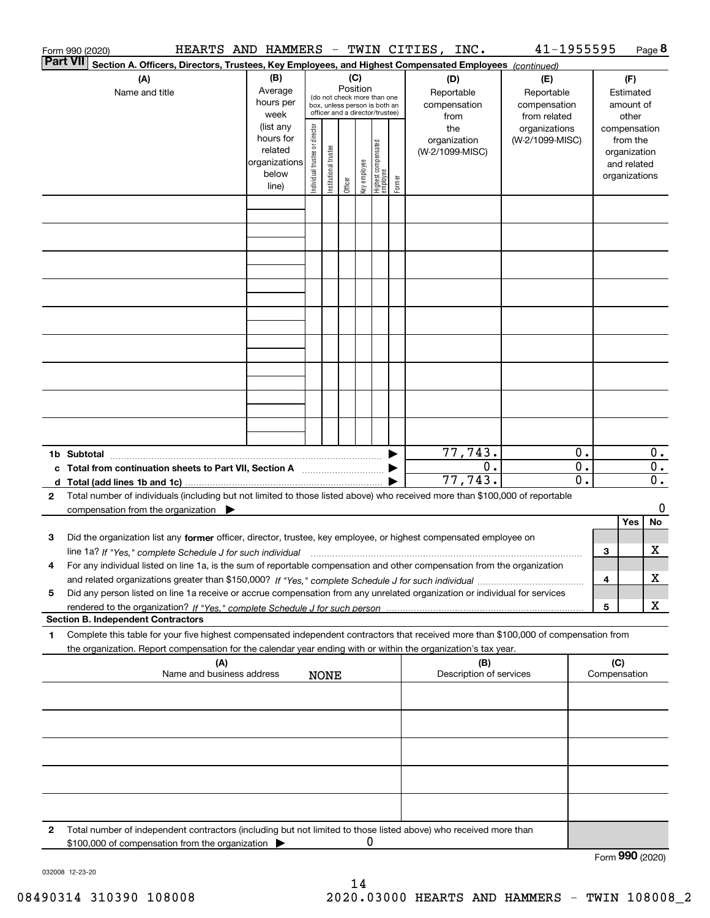Form 990 (2020) HEARTS AND HAMMERS - TWIN CITIES, INC. 41-1955595 Page **8**

**Part VII** **Section A. Officers, Directors, Trustees, Key Employees, and Highest Compensated Employees** *(continued)*

| (A) Name and title | (B) Average hours per week (list any hours for related organizations below line) | (C) Position (do not check more than one box, unless person is both an officer and a director/trustee): Individual trustee or director | Institutional trustee | Officer | Key employee | Highest compensated employee | Former | (D) Reportable compensation from the organization (W-2/1099-MISC) | (E) Reportable compensation from related organizations (W-2/1099-MISC) | (F) Estimated amount of other compensation from the organization and related organizations |
|---|---|---|---|---|---|---|---|---|---|---|
| | | | | | | | | | | |
| | | | | | | | | | | |
| | | | | | | | | | | |
| | | | | | | | | | | |
| | | | | | | | | | | |
| | | | | | | | | | | |
| | | | | | | | | | | |
| | | | | | | | | | | |
| | | | | | | | | | | |
| **1b Subtotal** | | | | | | | ▶ | 77,743. | 0. | 0. |
| **c Total from continuation sheets to Part VII, Section A** | | | | | | | ▶ | 0. | 0. | 0. |
| **d Total (add lines 1b and 1c)** | | | | | | | ▶ | 77,743. | 0. | 0. |

**2** Total number of individuals (including but not limited to those listed above) who received more than $100,000 of reportable compensation from the organization ▶ 0

| | | Yes | No |
|---|---|---|---|
| **3** Did the organization list any **former** officer, director, trustee, key employee, or highest compensated employee on line 1a? *If "Yes," complete Schedule J for such individual* | **3** | | X |
| **4** For any individual listed on line 1a, is the sum of reportable compensation and other compensation from the organization and related organizations greater than $150,000? *If "Yes," complete Schedule J for such individual* | **4** | | X |
| **5** Did any person listed on line 1a receive or accrue compensation from any unrelated organization or individual for services rendered to the organization? *If "Yes," complete Schedule J for such person* | **5** | | X |

**Section B. Independent Contractors**

**1** Complete this table for your five highest compensated independent contractors that received more than $100,000 of compensation from the organization. Report compensation for the calendar year ending with or within the organization's tax year.

| (A) Name and business address | (B) Description of services | (C) Compensation |
|---|---|---|
| NONE | | |
| | | |
| | | |
| | | |
| | | |

**2** Total number of independent contractors (including but not limited to those listed above) who received more than $100,000 of compensation from the organization ▶ 0

Form **990** (2020)

032008 12-23-20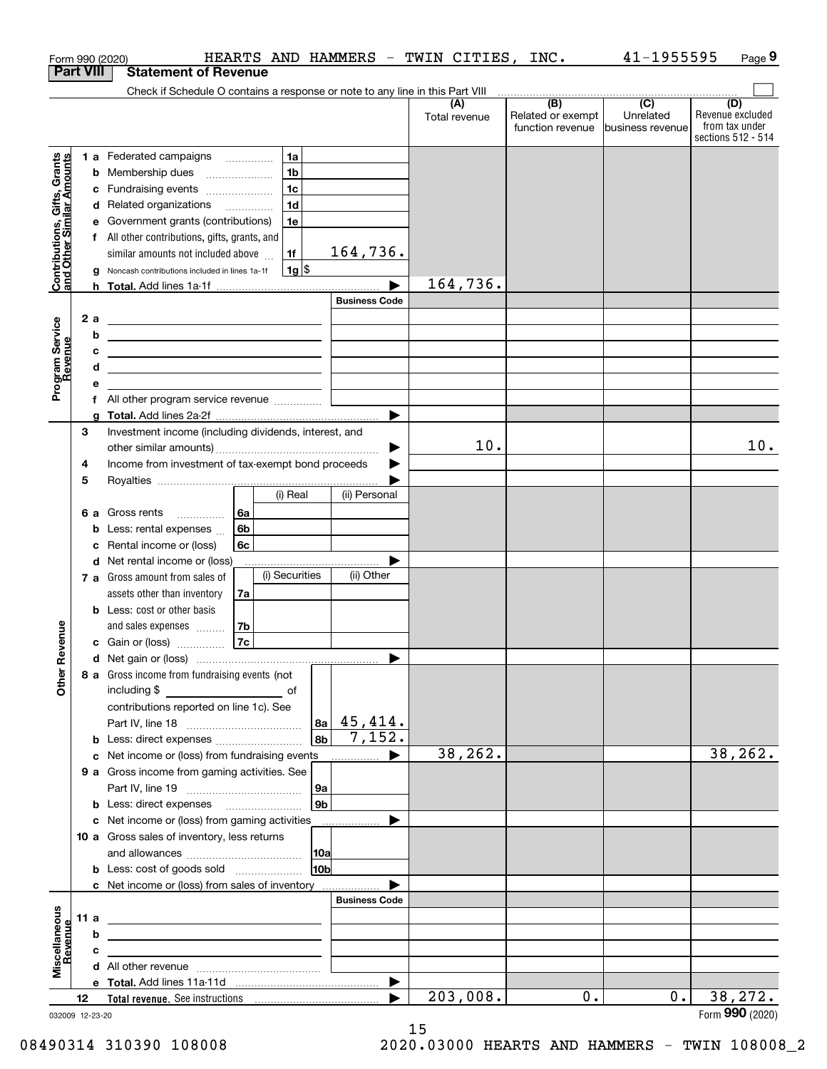Form 990 (2020) HEARTS AND HAMMERS - TWIN CITIES, INC. 41-1955595 Page 9

**Part VIII Statement of Revenue**

Check if Schedule O contains a response or note to any line in this Part VIII ☐

| | | | | (A) Total revenue | (B) Related or exempt function revenue | (C) Unrelated business revenue | (D) Revenue excluded from tax under sections 512 - 514 |
|---|---|---|---|---|---|---|---|
| **Contributions, Gifts, Grants and Other Similar Amounts** | 1 a Federated campaigns | 1a | | | | | |
| | b Membership dues | 1b | | | | | |
| | c Fundraising events | 1c | | | | | |
| | d Related organizations | 1d | | | | | |
| | e Government grants (contributions) | 1e | | | | | |
| | f All other contributions, gifts, grants, and similar amounts not included above | 1f | 164,736. | | | | |
| | g Noncash contributions included in lines 1a-1f | 1g | $ | | | | |
| | h **Total.** Add lines 1a-1f | | ▶ | 164,736. | | | |
| **Program Service Revenue** | | | **Business Code** | | | | |
| | 2 a | | | | | | |
| | b | | | | | | |
| | c | | | | | | |
| | d | | | | | | |
| | e | | | | | | |
| | f All other program service revenue | | | | | | |
| | g **Total.** Add lines 2a-2f | | ▶ | | | | |
| **Other Revenue** | 3 Investment income (including dividends, interest, and other similar amounts) | | ▶ | 10. | | | 10. |
| | 4 Income from investment of tax-exempt bond proceeds | | ▶ | | | | |
| | 5 Royalties | | ▶ | | | | |
| | | (i) Real | (ii) Personal | | | | |
| | 6 a Gross rents (6a) | | | | | | |
| | b Less: rental expenses (6b) | | | | | | |
| | c Rental income or (loss) (6c) | | | | | | |
| | d Net rental income or (loss) | | ▶ | | | | |
| | | (i) Securities | (ii) Other | | | | |
| | 7 a Gross amount from sales of assets other than inventory (7a) | | | | | | |
| | b Less: cost or other basis and sales expenses (7b) | | | | | | |
| | c Gain or (loss) (7c) | | | | | | |
| | d Net gain or (loss) | | ▶ | | | | |
| | 8 a Gross income from fundraising events (not including $ ______ of contributions reported on line 1c). See Part IV, line 18 | 8a | 45,414. | | | | |
| | b Less: direct expenses | 8b | 7,152. | | | | |
| | c Net income or (loss) from fundraising events | | ▶ | 38,262. | | | 38,262. |
| | 9 a Gross income from gaming activities. See Part IV, line 19 | 9a | | | | | |
| | b Less: direct expenses | 9b | | | | | |
| | c Net income or (loss) from gaming activities | | ▶ | | | | |
| | 10 a Gross sales of inventory, less returns and allowances | 10a | | | | | |
| | b Less: cost of goods sold | 10b | | | | | |
| | c Net income or (loss) from sales of inventory | | ▶ | | | | |
| **Miscellaneous Revenue** | | | **Business Code** | | | | |
| | 11 a | | | | | | |
| | b | | | | | | |
| | c | | | | | | |
| | d All other revenue | | | | | | |
| | e **Total.** Add lines 11a-11d | | ▶ | | | | |
| | 12 **Total revenue.** See instructions | | ▶ | 203,008. | 0. | 0. | 38,272. |

032009 12-23-20 Form **990** (2020)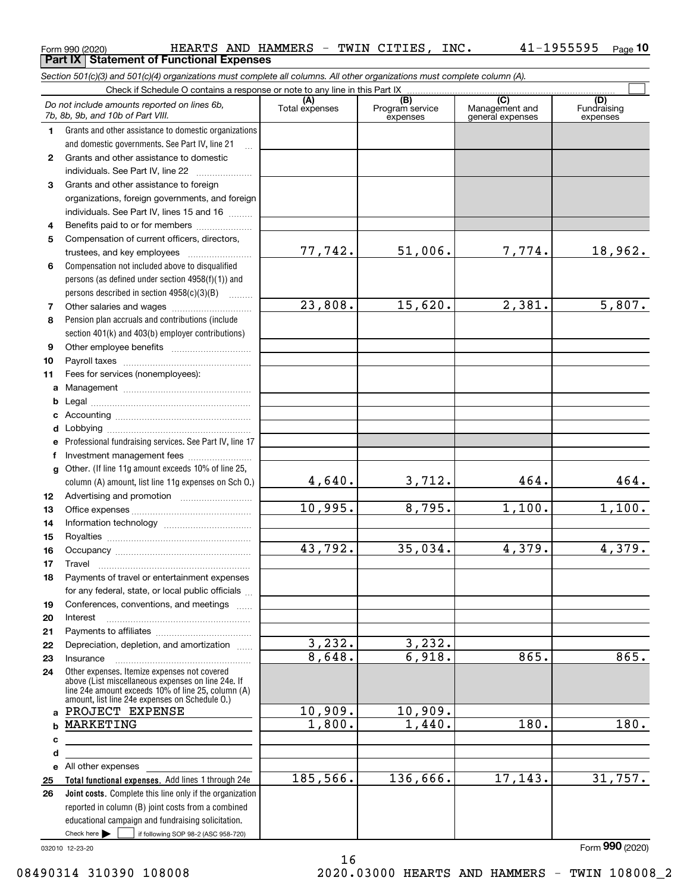Form 990 (2020) HEARTS AND HAMMERS - TWIN CITIES, INC. 41-1955595 Page 10

## Part IX Statement of Functional Expenses

*Section 501(c)(3) and 501(c)(4) organizations must complete all columns. All other organizations must complete column (A).*

Check if Schedule O contains a response or note to any line in this Part IX

| *Do not include amounts reported on lines 6b, 7b, 8b, 9b, and 10b of Part VIII.* | (A) Total expenses | (B) Program service expenses | (C) Management and general expenses | (D) Fundraising expenses |
|---|---|---|---|---|
| **1** Grants and other assistance to domestic organizations and domestic governments. See Part IV, line 21 | | | | |
| **2** Grants and other assistance to domestic individuals. See Part IV, line 22 | | | | |
| **3** Grants and other assistance to foreign organizations, foreign governments, and foreign individuals. See Part IV, lines 15 and 16 | | | | |
| **4** Benefits paid to or for members | | | | |
| **5** Compensation of current officers, directors, trustees, and key employees | 77,742. | 51,006. | 7,774. | 18,962. |
| **6** Compensation not included above to disqualified persons (as defined under section 4958(f)(1)) and persons described in section 4958(c)(3)(B) | | | | |
| **7** Other salaries and wages | 23,808. | 15,620. | 2,381. | 5,807. |
| **8** Pension plan accruals and contributions (include section 401(k) and 403(b) employer contributions) | | | | |
| **9** Other employee benefits | | | | |
| **10** Payroll taxes | | | | |
| **11** Fees for services (nonemployees): | | | | |
| **a** Management | | | | |
| **b** Legal | | | | |
| **c** Accounting | | | | |
| **d** Lobbying | | | | |
| **e** Professional fundraising services. See Part IV, line 17 | | | | |
| **f** Investment management fees | | | | |
| **g** Other. (If line 11g amount exceeds 10% of line 25, column (A) amount, list line 11g expenses on Sch O.) | 4,640. | 3,712. | 464. | 464. |
| **12** Advertising and promotion | | | | |
| **13** Office expenses | 10,995. | 8,795. | 1,100. | 1,100. |
| **14** Information technology | | | | |
| **15** Royalties | | | | |
| **16** Occupancy | 43,792. | 35,034. | 4,379. | 4,379. |
| **17** Travel | | | | |
| **18** Payments of travel or entertainment expenses for any federal, state, or local public officials | | | | |
| **19** Conferences, conventions, and meetings | | | | |
| **20** Interest | | | | |
| **21** Payments to affiliates | | | | |
| **22** Depreciation, depletion, and amortization | 3,232. | 3,232. | | |
| **23** Insurance | 8,648. | 6,918. | 865. | 865. |
| **24** Other expenses. Itemize expenses not covered above (List miscellaneous expenses on line 24e. If line 24e amount exceeds 10% of line 25, column (A) amount, list line 24e expenses on Schedule O.) | | | | |
| **a** PROJECT EXPENSE | 10,909. | 10,909. | | |
| **b** MARKETING | 1,800. | 1,440. | 180. | 180. |
| **c** | | | | |
| **d** | | | | |
| **e** All other expenses | | | | |
| **25** **Total functional expenses.** Add lines 1 through 24e | 185,566. | 136,666. | 17,143. | 31,757. |
| **26** **Joint costs.** Complete this line only if the organization reported in column (B) joint costs from a combined educational campaign and fundraising solicitation. Check here ☐ if following SOP 98-2 (ASC 958-720) | | | | |

032010 12-23-20

Form **990** (2020)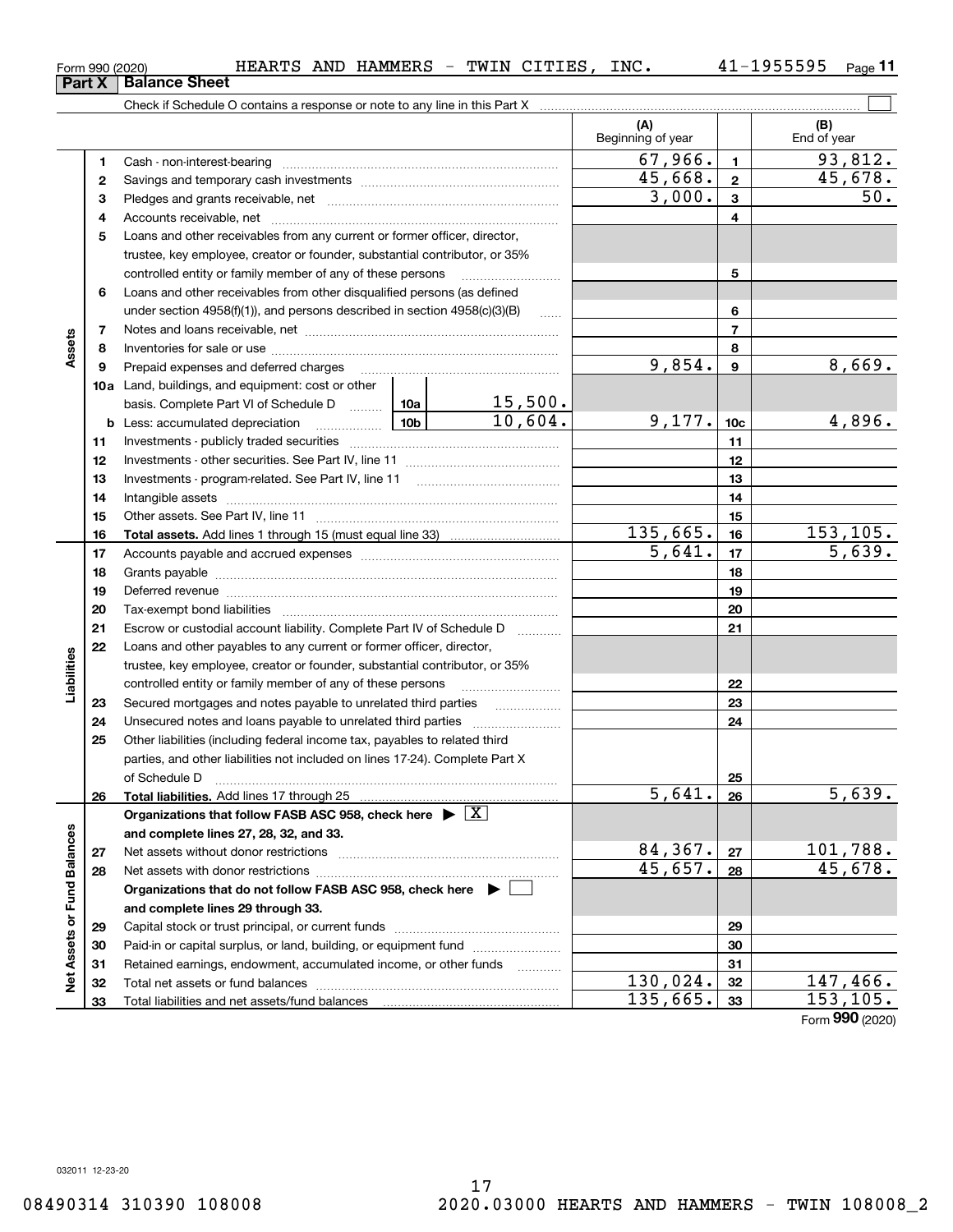Form 990 (2020) HEARTS AND HAMMERS - TWIN CITIES, INC. 41-1955595

## Part X Balance Sheet

Check if Schedule O contains a response or note to any line in this Part X

| | | | | (A) Beginning of year | | (B) End of year |
|---|---|---|---|---|---|---|
| Assets | 1 | Cash - non-interest-bearing | | 67,966. | 1 | 93,812. |
| | 2 | Savings and temporary cash investments | | 45,668. | 2 | 45,678. |
| | 3 | Pledges and grants receivable, net | | 3,000. | 3 | 50. |
| | 4 | Accounts receivable, net | | | 4 | |
| | 5 | Loans and other receivables from any current or former officer, director, trustee, key employee, creator or founder, substantial contributor, or 35% controlled entity or family member of any of these persons | | | 5 | |
| | 6 | Loans and other receivables from other disqualified persons (as defined under section 4958(f)(1)), and persons described in section 4958(c)(3)(B) | | | 6 | |
| | 7 | Notes and loans receivable, net | | | 7 | |
| | 8 | Inventories for sale or use | | | 8 | |
| | 9 | Prepaid expenses and deferred charges | | 9,854. | 9 | 8,669. |
| | 10a | Land, buildings, and equipment: cost or other basis. Complete Part VI of Schedule D | 10a 15,500. | | | |
| | b | Less: accumulated depreciation | 10b 10,604. | 9,177. | 10c | 4,896. |
| | 11 | Investments - publicly traded securities | | | 11 | |
| | 12 | Investments - other securities. See Part IV, line 11 | | | 12 | |
| | 13 | Investments - program-related. See Part IV, line 11 | | | 13 | |
| | 14 | Intangible assets | | | 14 | |
| | 15 | Other assets. See Part IV, line 11 | | | 15 | |
| | 16 | **Total assets.** Add lines 1 through 15 (must equal line 33) | | 135,665. | 16 | 153,105. |
| Liabilities | 17 | Accounts payable and accrued expenses | | 5,641. | 17 | 5,639. |
| | 18 | Grants payable | | | 18 | |
| | 19 | Deferred revenue | | | 19 | |
| | 20 | Tax-exempt bond liabilities | | | 20 | |
| | 21 | Escrow or custodial account liability. Complete Part IV of Schedule D | | | 21 | |
| | 22 | Loans and other payables to any current or former officer, director, trustee, key employee, creator or founder, substantial contributor, or 35% controlled entity or family member of any of these persons | | | 22 | |
| | 23 | Secured mortgages and notes payable to unrelated third parties | | | 23 | |
| | 24 | Unsecured notes and loans payable to unrelated third parties | | | 24 | |
| | 25 | Other liabilities (including federal income tax, payables to related third parties, and other liabilities not included on lines 17-24). Complete Part X of Schedule D | | | 25 | |
| | 26 | **Total liabilities.** Add lines 17 through 25 | | 5,641. | 26 | 5,639. |
| Net Assets or Fund Balances | | **Organizations that follow FASB ASC 958, check here** [X] **and complete lines 27, 28, 32, and 33.** | | | | |
| | 27 | Net assets without donor restrictions | | 84,367. | 27 | 101,788. |
| | 28 | Net assets with donor restrictions | | 45,657. | 28 | 45,678. |
| | | **Organizations that do not follow FASB ASC 958, check here** [ ] **and complete lines 29 through 33.** | | | | |
| | 29 | Capital stock or trust principal, or current funds | | | 29 | |
| | 30 | Paid-in or capital surplus, or land, building, or equipment fund | | | 30 | |
| | 31 | Retained earnings, endowment, accumulated income, or other funds | | | 31 | |
| | 32 | Total net assets or fund balances | | 130,024. | 32 | 147,466. |
| | 33 | Total liabilities and net assets/fund balances | | 135,665. | 33 | 153,105. |

Form **990** (2020)

032011 12-23-20

08490314 310390 108008 2020.03000 HEARTS AND HAMMERS - TWIN 108008_2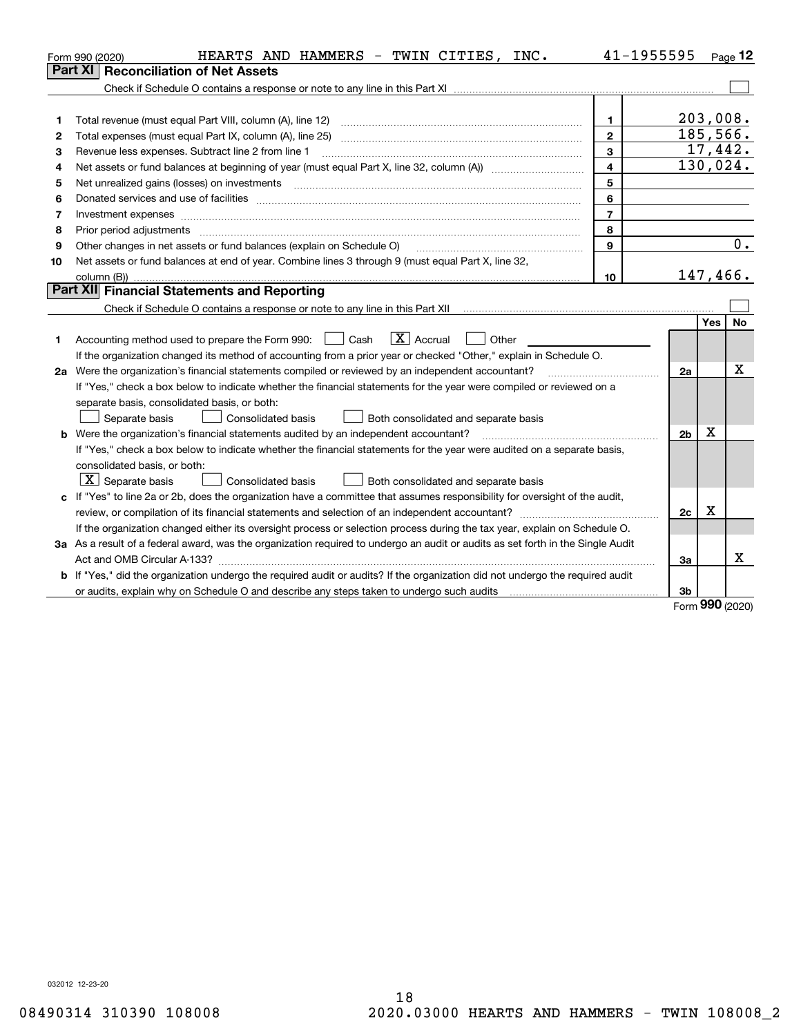Form 990 (2020) HEARTS AND HAMMERS - TWIN CITIES, INC. 41-1955595 Page 12

## Part XI Reconciliation of Net Assets

Check if Schedule O contains a response or note to any line in this Part XI ☐

| | | | |
|---|---|---|---|
| 1 | Total revenue (must equal Part VIII, column (A), line 12) | 1 | 203,008. |
| 2 | Total expenses (must equal Part IX, column (A), line 25) | 2 | 185,566. |
| 3 | Revenue less expenses. Subtract line 2 from line 1 | 3 | 17,442. |
| 4 | Net assets or fund balances at beginning of year (must equal Part X, line 32, column (A)) | 4 | 130,024. |
| 5 | Net unrealized gains (losses) on investments | 5 | |
| 6 | Donated services and use of facilities | 6 | |
| 7 | Investment expenses | 7 | |
| 8 | Prior period adjustments | 8 | |
| 9 | Other changes in net assets or fund balances (explain on Schedule O) | 9 | 0. |
| 10 | Net assets or fund balances at end of year. Combine lines 3 through 9 (must equal Part X, line 32, column (B)) | 10 | 147,466. |

## Part XII Financial Statements and Reporting

Check if Schedule O contains a response or note to any line in this Part XII ☐

| | | | Yes | No |
|---|---|---|---|---|
| 1 | Accounting method used to prepare the Form 990: ☐ Cash ☒ Accrual ☐ Other | | | |
| | If the organization changed its method of accounting from a prior year or checked "Other," explain in Schedule O. | | | |
| 2a | Were the organization's financial statements compiled or reviewed by an independent accountant? | 2a | | X |
| | If "Yes," check a box below to indicate whether the financial statements for the year were compiled or reviewed on a separate basis, consolidated basis, or both: ☐ Separate basis ☐ Consolidated basis ☐ Both consolidated and separate basis | | | |
| b | Were the organization's financial statements audited by an independent accountant? | 2b | X | |
| | If "Yes," check a box below to indicate whether the financial statements for the year were audited on a separate basis, consolidated basis, or both: ☒ Separate basis ☐ Consolidated basis ☐ Both consolidated and separate basis | | | |
| c | If "Yes" to line 2a or 2b, does the organization have a committee that assumes responsibility for oversight of the audit, review, or compilation of its financial statements and selection of an independent accountant? | 2c | X | |
| | If the organization changed either its oversight process or selection process during the tax year, explain on Schedule O. | | | |
| 3a | As a result of a federal award, was the organization required to undergo an audit or audits as set forth in the Single Audit Act and OMB Circular A-133? | 3a | | X |
| b | If "Yes," did the organization undergo the required audit or audits? If the organization did not undergo the required audit or audits, explain why on Schedule O and describe any steps taken to undergo such audits | 3b | | |

Form **990** (2020)

032012 12-23-20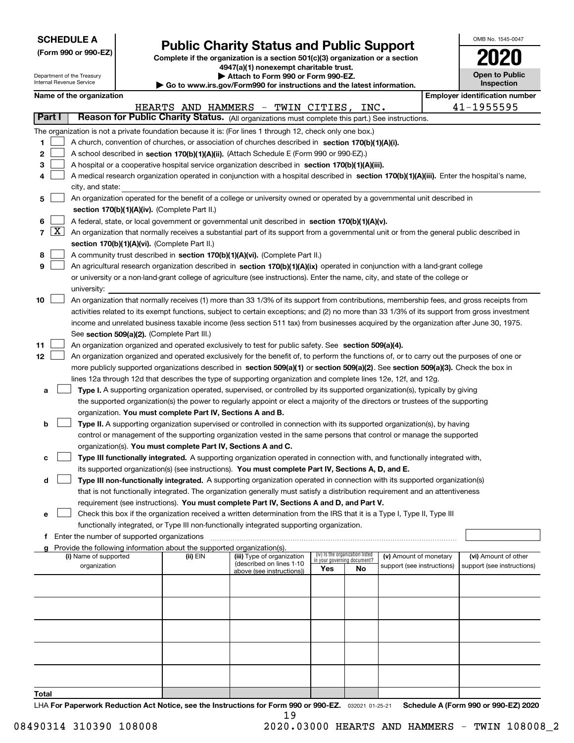**SCHEDULE A**
**(Form 990 or 990-EZ)**

Department of the Treasury
Internal Revenue Service

# Public Charity Status and Public Support

**Complete if the organization is a section 501(c)(3) organization or a section 4947(a)(1) nonexempt charitable trust.**
**▶ Attach to Form 990 or Form 990-EZ.**
**▶ Go to www.irs.gov/Form990 for instructions and the latest information.**

OMB No. 1545-0047
**2020**
**Open to Public Inspection**

**Name of the organization:** HEARTS AND HAMMERS - TWIN CITIES, INC.
**Employer identification number:** 41-1955595

## Part I — Reason for Public Charity Status. (All organizations must complete this part.) See instructions.

The organization is not a private foundation because it is: (For lines 1 through 12, check only one box.)

1. [ ] A church, convention of churches, or association of churches described in **section 170(b)(1)(A)(i).**
2. [ ] A school described in **section 170(b)(1)(A)(ii).** (Attach Schedule E (Form 990 or 990-EZ).)
3. [ ] A hospital or a cooperative hospital service organization described in **section 170(b)(1)(A)(iii).**
4. [ ] A medical research organization operated in conjunction with a hospital described in **section 170(b)(1)(A)(iii).** Enter the hospital's name, city, and state:
5. [ ] An organization operated for the benefit of a college or university owned or operated by a governmental unit described in **section 170(b)(1)(A)(iv).** (Complete Part II.)
6. [ ] A federal, state, or local government or governmental unit described in **section 170(b)(1)(A)(v).**
7. [X] An organization that normally receives a substantial part of its support from a governmental unit or from the general public described in **section 170(b)(1)(A)(vi).** (Complete Part II.)
8. [ ] A community trust described in **section 170(b)(1)(A)(vi).** (Complete Part II.)
9. [ ] An agricultural research organization described in **section 170(b)(1)(A)(ix)** operated in conjunction with a land-grant college or university or a non-land-grant college of agriculture (see instructions). Enter the name, city, and state of the college or university:
10. [ ] An organization that normally receives (1) more than 33 1/3% of its support from contributions, membership fees, and gross receipts from activities related to its exempt functions, subject to certain exceptions; and (2) no more than 33 1/3% of its support from gross investment income and unrelated business taxable income (less section 511 tax) from businesses acquired by the organization after June 30, 1975. See **section 509(a)(2).** (Complete Part III.)
11. [ ] An organization organized and operated exclusively to test for public safety. See **section 509(a)(4).**
12. [ ] An organization organized and operated exclusively for the benefit of, to perform the functions of, or to carry out the purposes of one or more publicly supported organizations described in **section 509(a)(1)** or **section 509(a)(2)**. See **section 509(a)(3).** Check the box in lines 12a through 12d that describes the type of supporting organization and complete lines 12e, 12f, and 12g.
   - **a** [ ] **Type I.** A supporting organization operated, supervised, or controlled by its supported organization(s), typically by giving the supported organization(s) the power to regularly appoint or elect a majority of the directors or trustees of the supporting organization. **You must complete Part IV, Sections A and B.**
   - **b** [ ] **Type II.** A supporting organization supervised or controlled in connection with its supported organization(s), by having control or management of the supporting organization vested in the same persons that control or manage the supported organization(s). **You must complete Part IV, Sections A and C.**
   - **c** [ ] **Type III functionally integrated.** A supporting organization operated in connection with, and functionally integrated with, its supported organization(s) (see instructions). **You must complete Part IV, Sections A, D, and E.**
   - **d** [ ] **Type III non-functionally integrated.** A supporting organization operated in connection with its supported organization(s) that is not functionally integrated. The organization generally must satisfy a distribution requirement and an attentiveness requirement (see instructions). **You must complete Part IV, Sections A and D, and Part V.**
   - **e** [ ] Check this box if the organization received a written determination from the IRS that it is a Type I, Type II, Type III functionally integrated, or Type III non-functionally integrated supporting organization.
   - **f** Enter the number of supported organizations
   - **g** Provide the following information about the supported organization(s).

| (i) Name of supported organization | (ii) EIN | (iii) Type of organization (described on lines 1-10 above (see instructions)) | (iv) Is the organization listed in your governing document? Yes | No | (v) Amount of monetary support (see instructions) | (vi) Amount of other support (see instructions) |
|---|---|---|---|---|---|---|
| | | | | | | |
| | | | | | | |
| | | | | | | |
| | | | | | | |
| | | | | | | |
| **Total** | | | | | | |

LHA **For Paperwork Reduction Act Notice, see the Instructions for Form 990 or 990-EZ.** 032021 01-25-21 **Schedule A (Form 990 or 990-EZ) 2020**

08490314 310390 108008 2020.03000 HEARTS AND HAMMERS - TWIN 108008_2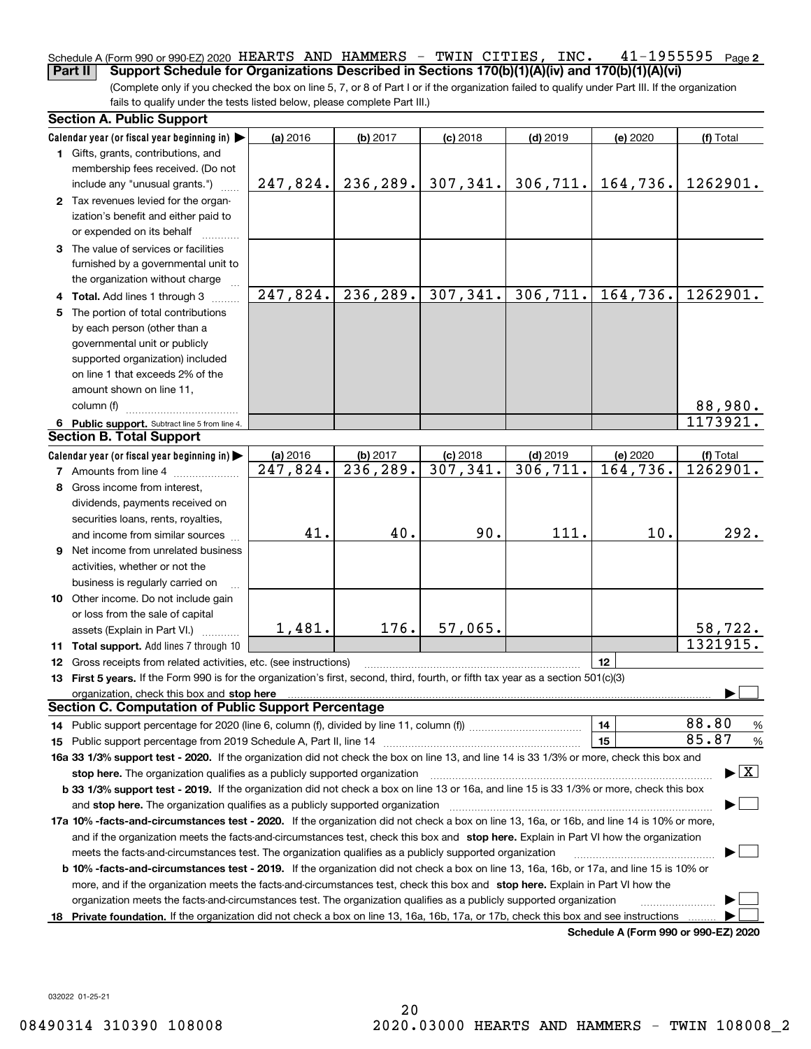Schedule A (Form 990 or 990-EZ) 2020 HEARTS AND HAMMERS - TWIN CITIES, INC. 41-1955595 Page 2

**Part II Support Schedule for Organizations Described in Sections 170(b)(1)(A)(iv) and 170(b)(1)(A)(vi)**

(Complete only if you checked the box on line 5, 7, or 8 of Part I or if the organization failed to qualify under Part III. If the organization fails to qualify under the tests listed below, please complete Part III.)

**Section A. Public Support**

| Calendar year (or fiscal year beginning in) ▶ | (a) 2016 | (b) 2017 | (c) 2018 | (d) 2019 | (e) 2020 | (f) Total |
|---|---|---|---|---|---|---|
| **1** Gifts, grants, contributions, and membership fees received. (Do not include any "unusual grants.") | 247,824. | 236,289. | 307,341. | 306,711. | 164,736. | 1262901. |
| **2** Tax revenues levied for the organization's benefit and either paid to or expended on its behalf | | | | | | |
| **3** The value of services or facilities furnished by a governmental unit to the organization without charge | | | | | | |
| **4 Total.** Add lines 1 through 3 | 247,824. | 236,289. | 307,341. | 306,711. | 164,736. | 1262901. |
| **5** The portion of total contributions by each person (other than a governmental unit or publicly supported organization) included on line 1 that exceeds 2% of the amount shown on line 11, column (f) | | | | | | 88,980. |
| **6 Public support.** Subtract line 5 from line 4. | | | | | | 1173921. |

**Section B. Total Support**

| Calendar year (or fiscal year beginning in) ▶ | (a) 2016 | (b) 2017 | (c) 2018 | (d) 2019 | (e) 2020 | (f) Total |
|---|---|---|---|---|---|---|
| **7** Amounts from line 4 | 247,824. | 236,289. | 307,341. | 306,711. | 164,736. | 1262901. |
| **8** Gross income from interest, dividends, payments received on securities loans, rents, royalties, and income from similar sources | 41. | 40. | 90. | 111. | 10. | 292. |
| **9** Net income from unrelated business activities, whether or not the business is regularly carried on | | | | | | |
| **10** Other income. Do not include gain or loss from the sale of capital assets (Explain in Part VI.) | 1,481. | 176. | 57,065. | | | 58,722. |
| **11 Total support.** Add lines 7 through 10 | | | | | | 1321915. |

**12** Gross receipts from related activities, etc. (see instructions) **12**

**13 First 5 years.** If the Form 990 is for the organization's first, second, third, fourth, or fifth tax year as a section 501(c)(3) organization, check this box and **stop here** ▶ ☐

**Section C. Computation of Public Support Percentage**

**14** Public support percentage for 2020 (line 6, column (f), divided by line 11, column (f)) **14** 88.80 %

**15** Public support percentage from 2019 Schedule A, Part II, line 14 **15** 85.87 %

**16a 33 1/3% support test - 2020.** If the organization did not check the box on line 13, and line 14 is 33 1/3% or more, check this box and **stop here.** The organization qualifies as a publicly supported organization ▶ ☒

**b 33 1/3% support test - 2019.** If the organization did not check a box on line 13 or 16a, and line 15 is 33 1/3% or more, check this box and **stop here.** The organization qualifies as a publicly supported organization ▶ ☐

**17a 10% -facts-and-circumstances test - 2020.** If the organization did not check a box on line 13, 16a, or 16b, and line 14 is 10% or more, and if the organization meets the facts-and-circumstances test, check this box and **stop here.** Explain in Part VI how the organization meets the facts-and-circumstances test. The organization qualifies as a publicly supported organization ▶ ☐

**b 10% -facts-and-circumstances test - 2019.** If the organization did not check a box on line 13, 16a, 16b, or 17a, and line 15 is 10% or more, and if the organization meets the facts-and-circumstances test, check this box and **stop here.** Explain in Part VI how the organization meets the facts-and-circumstances test. The organization qualifies as a publicly supported organization ▶ ☐

**18 Private foundation.** If the organization did not check a box on line 13, 16a, 16b, 17a, or 17b, check this box and see instructions ▶ ☐

**Schedule A (Form 990 or 990-EZ) 2020**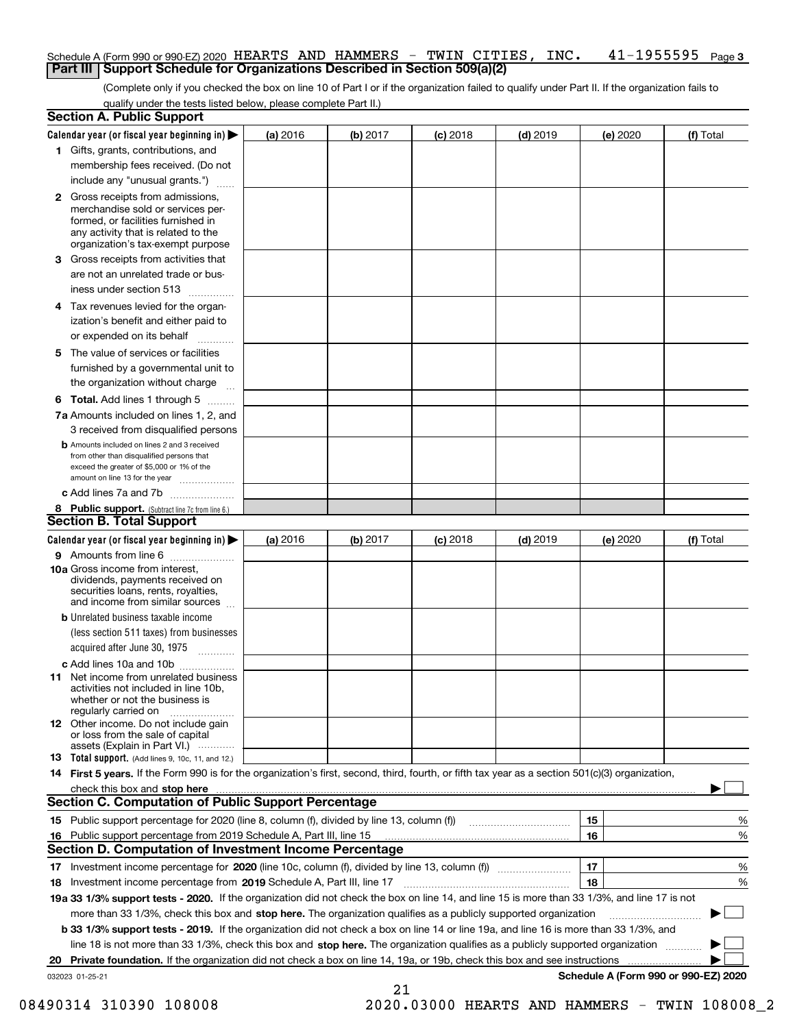Schedule A (Form 990 or 990-EZ) 2020 HEARTS AND HAMMERS - TWIN CITIES, INC. 41-1955595 Page 3

## Part III Support Schedule for Organizations Described in Section 509(a)(2)

(Complete only if you checked the box on line 10 of Part I or if the organization failed to qualify under Part II. If the organization fails to qualify under the tests listed below, please complete Part II.)

### Section A. Public Support

| Calendar year (or fiscal year beginning in) ▶ | (a) 2016 | (b) 2017 | (c) 2018 | (d) 2019 | (e) 2020 | (f) Total |
|---|---|---|---|---|---|---|
| 1 Gifts, grants, contributions, and membership fees received. (Do not include any "unusual grants.") | | | | | | |
| 2 Gross receipts from admissions, merchandise sold or services performed, or facilities furnished in any activity that is related to the organization's tax-exempt purpose | | | | | | |
| 3 Gross receipts from activities that are not an unrelated trade or business under section 513 | | | | | | |
| 4 Tax revenues levied for the organization's benefit and either paid to or expended on its behalf | | | | | | |
| 5 The value of services or facilities furnished by a governmental unit to the organization without charge | | | | | | |
| 6 **Total.** Add lines 1 through 5 | | | | | | |
| 7a Amounts included on lines 1, 2, and 3 received from disqualified persons | | | | | | |
| b Amounts included on lines 2 and 3 received from other than disqualified persons that exceed the greater of $5,000 or 1% of the amount on line 13 for the year | | | | | | |
| c Add lines 7a and 7b | | | | | | |
| 8 **Public support.** (Subtract line 7c from line 6.) | | | | | | |

### Section B. Total Support

| Calendar year (or fiscal year beginning in) ▶ | (a) 2016 | (b) 2017 | (c) 2018 | (d) 2019 | (e) 2020 | (f) Total |
|---|---|---|---|---|---|---|
| 9 Amounts from line 6 | | | | | | |
| 10a Gross income from interest, dividends, payments received on securities loans, rents, royalties, and income from similar sources | | | | | | |
| b Unrelated business taxable income (less section 511 taxes) from businesses acquired after June 30, 1975 | | | | | | |
| c Add lines 10a and 10b | | | | | | |
| 11 Net income from unrelated business activities not included in line 10b, whether or not the business is regularly carried on | | | | | | |
| 12 Other income. Do not include gain or loss from the sale of capital assets (Explain in Part VI.) | | | | | | |
| 13 **Total support.** (Add lines 9, 10c, 11, and 12.) | | | | | | |

14 **First 5 years.** If the Form 990 is for the organization's first, second, third, fourth, or fifth tax year as a section 501(c)(3) organization, check this box and **stop here** ▶ ☐

### Section C. Computation of Public Support Percentage

| | | | |
|---|---|---|---|
| 15 Public support percentage for 2020 (line 8, column (f), divided by line 13, column (f)) | 15 | | % |
| 16 Public support percentage from 2019 Schedule A, Part III, line 15 | 16 | | % |

### Section D. Computation of Investment Income Percentage

| | | | |
|---|---|---|---|
| 17 Investment income percentage for **2020** (line 10c, column (f), divided by line 13, column (f)) | 17 | | % |
| 18 Investment income percentage from **2019** Schedule A, Part III, line 17 | 18 | | % |

**19a 33 1/3% support tests - 2020.** If the organization did not check the box on line 14, and line 15 is more than 33 1/3%, and line 17 is not more than 33 1/3%, check this box and **stop here.** The organization qualifies as a publicly supported organization ▶ ☐

**b 33 1/3% support tests - 2019.** If the organization did not check a box on line 14 or line 19a, and line 16 is more than 33 1/3%, and line 18 is not more than 33 1/3%, check this box and **stop here.** The organization qualifies as a publicly supported organization ▶ ☐

**20 Private foundation.** If the organization did not check a box on line 14, 19a, or 19b, check this box and see instructions ▶ ☐

032023 01-25-21

**Schedule A (Form 990 or 990-EZ) 2020**

08490314 310390 108008 2020.03000 HEARTS AND HAMMERS - TWIN 108008_2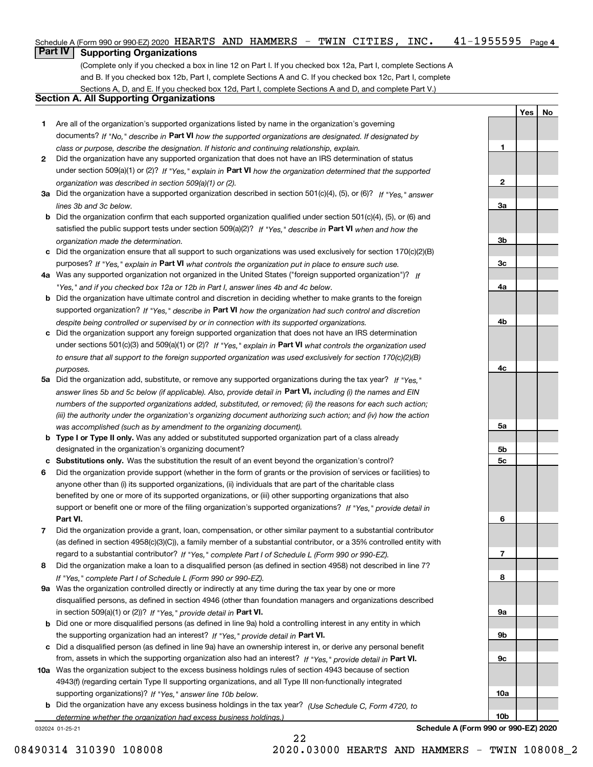Schedule A (Form 990 or 990-EZ) 2020 HEARTS AND HAMMERS - TWIN CITIES, INC. 41-1955595 Page 4

## Part IV Supporting Organizations

(Complete only if you checked a box in line 12 on Part I. If you checked box 12a, Part I, complete Sections A and B. If you checked box 12b, Part I, complete Sections A and C. If you checked box 12c, Part I, complete Sections A, D, and E. If you checked box 12d, Part I, complete Sections A and D, and complete Part V.)

### Section A. All Supporting Organizations

| | | | Yes | No |
|---|---|---|---|---|
| 1 | Are all of the organization's supported organizations listed by name in the organization's governing documents? *If "No," describe in* **Part VI** *how the supported organizations are designated. If designated by class or purpose, describe the designation. If historic and continuing relationship, explain.* | 1 | | |
| 2 | Did the organization have any supported organization that does not have an IRS determination of status under section 509(a)(1) or (2)? *If "Yes," explain in* **Part VI** *how the organization determined that the supported organization was described in section 509(a)(1) or (2).* | 2 | | |
| 3a | Did the organization have a supported organization described in section 501(c)(4), (5), or (6)? *If "Yes," answer lines 3b and 3c below.* | 3a | | |
| b | Did the organization confirm that each supported organization qualified under section 501(c)(4), (5), or (6) and satisfied the public support tests under section 509(a)(2)? *If "Yes," describe in* **Part VI** *when and how the organization made the determination.* | 3b | | |
| c | Did the organization ensure that all support to such organizations was used exclusively for section 170(c)(2)(B) purposes? *If "Yes," explain in* **Part VI** *what controls the organization put in place to ensure such use.* | 3c | | |
| 4a | Was any supported organization not organized in the United States ("foreign supported organization")? *If "Yes," and if you checked box 12a or 12b in Part I, answer lines 4b and 4c below.* | 4a | | |
| b | Did the organization have ultimate control and discretion in deciding whether to make grants to the foreign supported organization? *If "Yes," describe in* **Part VI** *how the organization had such control and discretion despite being controlled or supervised by or in connection with its supported organizations.* | 4b | | |
| c | Did the organization support any foreign supported organization that does not have an IRS determination under sections 501(c)(3) and 509(a)(1) or (2)? *If "Yes," explain in* **Part VI** *what controls the organization used to ensure that all support to the foreign supported organization was used exclusively for section 170(c)(2)(B) purposes.* | 4c | | |
| 5a | Did the organization add, substitute, or remove any supported organizations during the tax year? *If "Yes," answer lines 5b and 5c below (if applicable). Also, provide detail in* **Part VI,** *including (i) the names and EIN numbers of the supported organizations added, substituted, or removed; (ii) the reasons for each such action; (iii) the authority under the organization's organizing document authorizing such action; and (iv) how the action was accomplished (such as by amendment to the organizing document).* | 5a | | |
| b | **Type I or Type II only.** Was any added or substituted supported organization part of a class already designated in the organization's organizing document? | 5b | | |
| c | **Substitutions only.** Was the substitution the result of an event beyond the organization's control? | 5c | | |
| 6 | Did the organization provide support (whether in the form of grants or the provision of services or facilities) to anyone other than (i) its supported organizations, (ii) individuals that are part of the charitable class benefited by one or more of its supported organizations, or (iii) other supporting organizations that also support or benefit one or more of the filing organization's supported organizations? *If "Yes," provide detail in* **Part VI.** | 6 | | |
| 7 | Did the organization provide a grant, loan, compensation, or other similar payment to a substantial contributor (as defined in section 4958(c)(3)(C)), a family member of a substantial contributor, or a 35% controlled entity with regard to a substantial contributor? *If "Yes," complete Part I of Schedule L (Form 990 or 990-EZ).* | 7 | | |
| 8 | Did the organization make a loan to a disqualified person (as defined in section 4958) not described in line 7? *If "Yes," complete Part I of Schedule L (Form 990 or 990-EZ).* | 8 | | |
| 9a | Was the organization controlled directly or indirectly at any time during the tax year by one or more disqualified persons, as defined in section 4946 (other than foundation managers and organizations described in section 509(a)(1) or (2))? *If "Yes," provide detail in* **Part VI.** | 9a | | |
| b | Did one or more disqualified persons (as defined in line 9a) hold a controlling interest in any entity in which the supporting organization had an interest? *If "Yes," provide detail in* **Part VI.** | 9b | | |
| c | Did a disqualified person (as defined in line 9a) have an ownership interest in, or derive any personal benefit from, assets in which the supporting organization also had an interest? *If "Yes," provide detail in* **Part VI.** | 9c | | |
| 10a | Was the organization subject to the excess business holdings rules of section 4943 because of section 4943(f) (regarding certain Type II supporting organizations, and all Type III non-functionally integrated supporting organizations)? *If "Yes," answer line 10b below.* | 10a | | |
| b | Did the organization have any excess business holdings in the tax year? *(Use Schedule C, Form 4720, to determine whether the organization had excess business holdings.)* | 10b | | |

032024 01-25-21 **Schedule A (Form 990 or 990-EZ) 2020**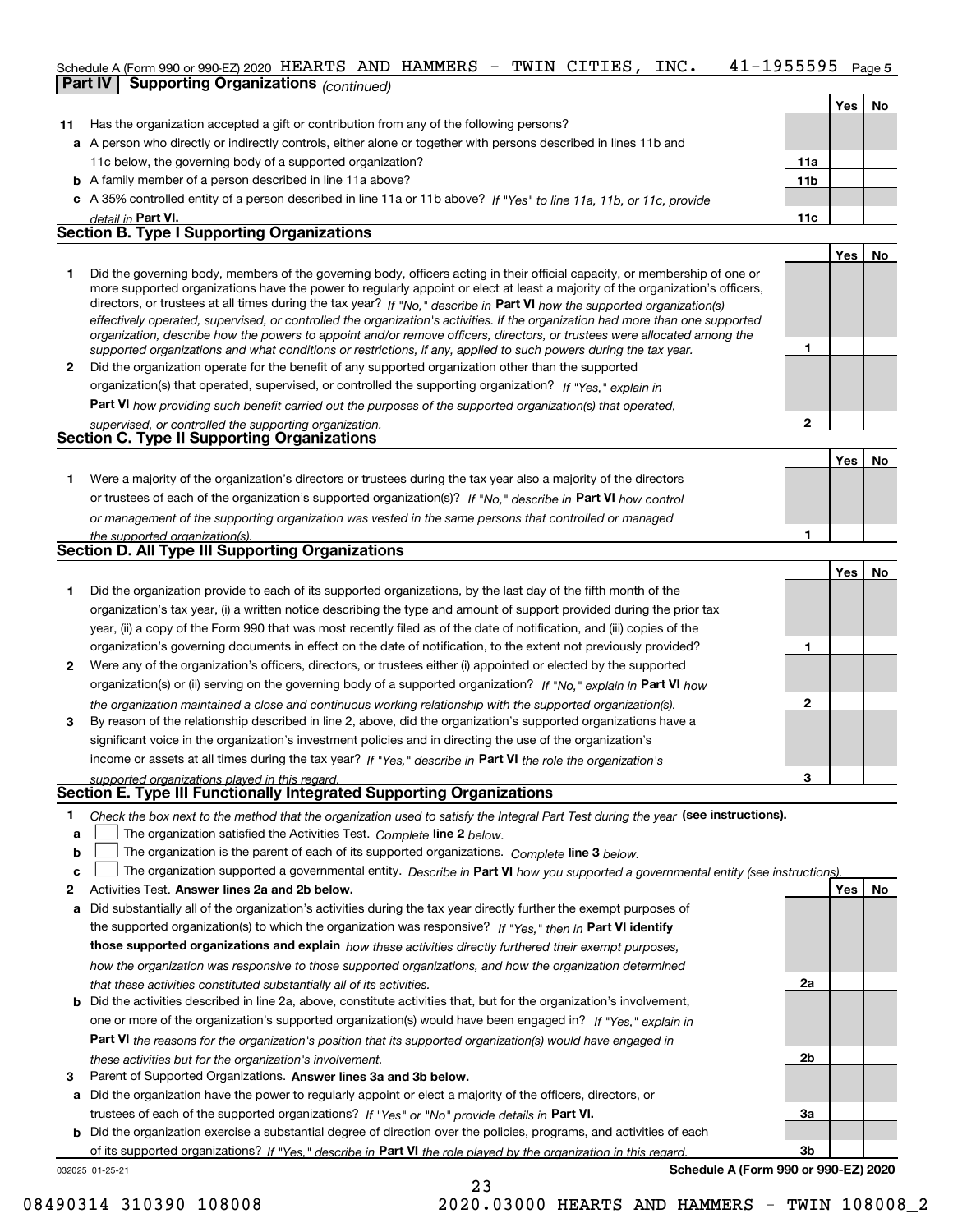Schedule A (Form 990 or 990-EZ) 2020 HEARTS AND HAMMERS - TWIN CITIES, INC. 41-1955595 Page 5

**Part IV Supporting Organizations** *(continued)*

| | | | Yes | No |
|---|---|---|---|---|
| **11** | Has the organization accepted a gift or contribution from any of the following persons? | | | |
| **a** | A person who directly or indirectly controls, either alone or together with persons described in lines 11b and 11c below, the governing body of a supported organization? | **11a** | | |
| **b** | A family member of a person described in line 11a above? | **11b** | | |
| **c** | A 35% controlled entity of a person described in line 11a or 11b above? *If "Yes" to line 11a, 11b, or 11c, provide detail in* **Part VI.** | **11c** | | |

### Section B. Type I Supporting Organizations

| | | | Yes | No |
|---|---|---|---|---|
| **1** | Did the governing body, members of the governing body, officers acting in their official capacity, or membership of one or more supported organizations have the power to regularly appoint or elect at least a majority of the organization's officers, directors, or trustees at all times during the tax year? *If "No," describe in* **Part VI** *how the supported organization(s) effectively operated, supervised, or controlled the organization's activities. If the organization had more than one supported organization, describe how the powers to appoint and/or remove officers, directors, or trustees were allocated among the supported organizations and what conditions or restrictions, if any, applied to such powers during the tax year.* | **1** | | |
| **2** | Did the organization operate for the benefit of any supported organization other than the supported organization(s) that operated, supervised, or controlled the supporting organization? *If "Yes," explain in* **Part VI** *how providing such benefit carried out the purposes of the supported organization(s) that operated, supervised, or controlled the supporting organization.* | **2** | | |

### Section C. Type II Supporting Organizations

| | | | Yes | No |
|---|---|---|---|---|
| **1** | Were a majority of the organization's directors or trustees during the tax year also a majority of the directors or trustees of each of the organization's supported organization(s)? *If "No," describe in* **Part VI** *how control or management of the supporting organization was vested in the same persons that controlled or managed the supported organization(s).* | **1** | | |

### Section D. All Type III Supporting Organizations

| | | | Yes | No |
|---|---|---|---|---|
| **1** | Did the organization provide to each of its supported organizations, by the last day of the fifth month of the organization's tax year, (i) a written notice describing the type and amount of support provided during the prior tax year, (ii) a copy of the Form 990 that was most recently filed as of the date of notification, and (iii) copies of the organization's governing documents in effect on the date of notification, to the extent not previously provided? | **1** | | |
| **2** | Were any of the organization's officers, directors, or trustees either (i) appointed or elected by the supported organization(s) or (ii) serving on the governing body of a supported organization? *If "No," explain in* **Part VI** *how the organization maintained a close and continuous working relationship with the supported organization(s).* | **2** | | |
| **3** | By reason of the relationship described in line 2, above, did the organization's supported organizations have a significant voice in the organization's investment policies and in directing the use of the organization's income or assets at all times during the tax year? *If "Yes," describe in* **Part VI** *the role the organization's supported organizations played in this regard.* | **3** | | |

### Section E. Type III Functionally Integrated Supporting Organizations

**1** *Check the box next to the method that the organization used to satisfy the Integral Part Test during the year* **(see instructions).**

**a** ☐ The organization satisfied the Activities Test. *Complete* **line 2** *below.*

**b** ☐ The organization is the parent of each of its supported organizations. *Complete* **line 3** *below.*

**c** ☐ The organization supported a governmental entity. *Describe in* **Part VI** *how you supported a governmental entity (see instructions).*

| | | | Yes | No |
|---|---|---|---|---|
| **2** | Activities Test. **Answer lines 2a and 2b below.** | | | |
| **a** | Did substantially all of the organization's activities during the tax year directly further the exempt purposes of the supported organization(s) to which the organization was responsive? *If "Yes," then in* **Part VI identify those supported organizations and explain** *how these activities directly furthered their exempt purposes, how the organization was responsive to those supported organizations, and how the organization determined that these activities constituted substantially all of its activities.* | **2a** | | |
| **b** | Did the activities described in line 2a, above, constitute activities that, but for the organization's involvement, one or more of the organization's supported organization(s) would have been engaged in? *If "Yes," explain in* **Part VI** *the reasons for the organization's position that its supported organization(s) would have engaged in these activities but for the organization's involvement.* | **2b** | | |
| **3** | Parent of Supported Organizations. **Answer lines 3a and 3b below.** | | | |
| **a** | Did the organization have the power to regularly appoint or elect a majority of the officers, directors, or trustees of each of the supported organizations? *If "Yes" or "No" provide details in* **Part VI.** | **3a** | | |
| **b** | Did the organization exercise a substantial degree of direction over the policies, programs, and activities of each of its supported organizations? *If "Yes," describe in* **Part VI** *the role played by the organization in this regard.* | **3b** | | |

032025 01-25-21 **Schedule A (Form 990 or 990-EZ) 2020**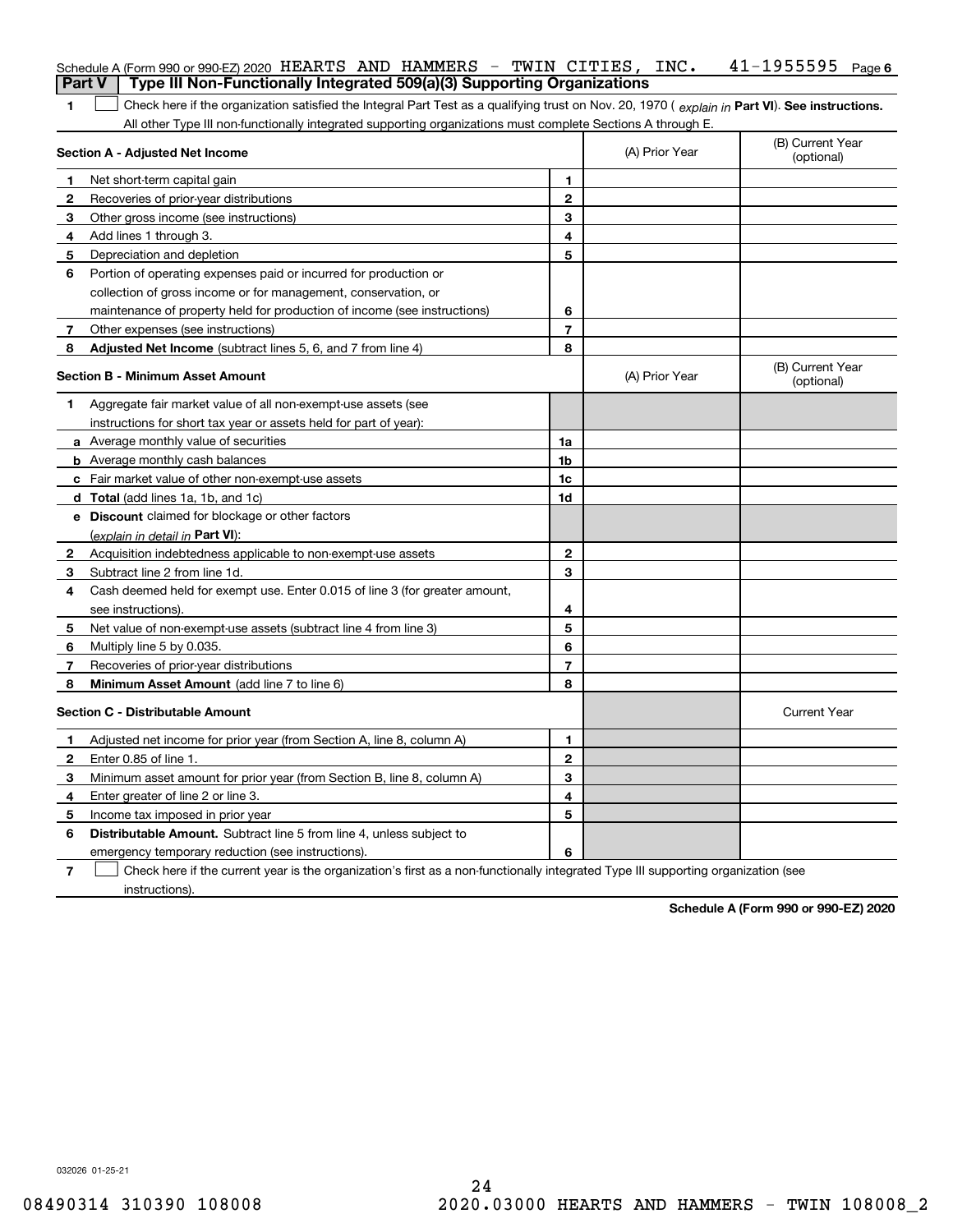Schedule A (Form 990 or 990-EZ) 2020 HEARTS AND HAMMERS - TWIN CITIES, INC. 41-1955595 Page 6

## Part V Type III Non-Functionally Integrated 509(a)(3) Supporting Organizations

**1** ☐ Check here if the organization satisfied the Integral Part Test as a qualifying trust on Nov. 20, 1970 ( *explain in* **Part VI**). **See instructions.** All other Type III non-functionally integrated supporting organizations must complete Sections A through E.

| **Section A - Adjusted Net Income** | | | (A) Prior Year | (B) Current Year (optional) |
|---|---|---|---|---|
| 1 | Net short-term capital gain | 1 | | |
| 2 | Recoveries of prior-year distributions | 2 | | |
| 3 | Other gross income (see instructions) | 3 | | |
| 4 | Add lines 1 through 3. | 4 | | |
| 5 | Depreciation and depletion | 5 | | |
| 6 | Portion of operating expenses paid or incurred for production or collection of gross income or for management, conservation, or maintenance of property held for production of income (see instructions) | 6 | | |
| 7 | Other expenses (see instructions) | 7 | | |
| 8 | **Adjusted Net Income** (subtract lines 5, 6, and 7 from line 4) | 8 | | |

| **Section B - Minimum Asset Amount** | | | (A) Prior Year | (B) Current Year (optional) |
|---|---|---|---|---|
| 1 | Aggregate fair market value of all non-exempt-use assets (see instructions for short tax year or assets held for part of year): | | | |
| a | Average monthly value of securities | 1a | | |
| b | Average monthly cash balances | 1b | | |
| c | Fair market value of other non-exempt-use assets | 1c | | |
| d | **Total** (add lines 1a, 1b, and 1c) | 1d | | |
| e | **Discount** claimed for blockage or other factors (*explain in detail in* **Part VI**): | | | |
| 2 | Acquisition indebtedness applicable to non-exempt-use assets | 2 | | |
| 3 | Subtract line 2 from line 1d. | 3 | | |
| 4 | Cash deemed held for exempt use. Enter 0.015 of line 3 (for greater amount, see instructions). | 4 | | |
| 5 | Net value of non-exempt-use assets (subtract line 4 from line 3) | 5 | | |
| 6 | Multiply line 5 by 0.035. | 6 | | |
| 7 | Recoveries of prior-year distributions | 7 | | |
| 8 | **Minimum Asset Amount** (add line 7 to line 6) | 8 | | |

| **Section C - Distributable Amount** | | | | Current Year |
|---|---|---|---|---|
| 1 | Adjusted net income for prior year (from Section A, line 8, column A) | 1 | | |
| 2 | Enter 0.85 of line 1. | 2 | | |
| 3 | Minimum asset amount for prior year (from Section B, line 8, column A) | 3 | | |
| 4 | Enter greater of line 2 or line 3. | 4 | | |
| 5 | Income tax imposed in prior year | 5 | | |
| 6 | **Distributable Amount.** Subtract line 5 from line 4, unless subject to emergency temporary reduction (see instructions). | 6 | | |

**7** ☐ Check here if the current year is the organization's first as a non-functionally integrated Type III supporting organization (see instructions).

**Schedule A (Form 990 or 990-EZ) 2020**

032026 01-25-21

08490314 310390 108008 2020.03000 HEARTS AND HAMMERS - TWIN 108008_2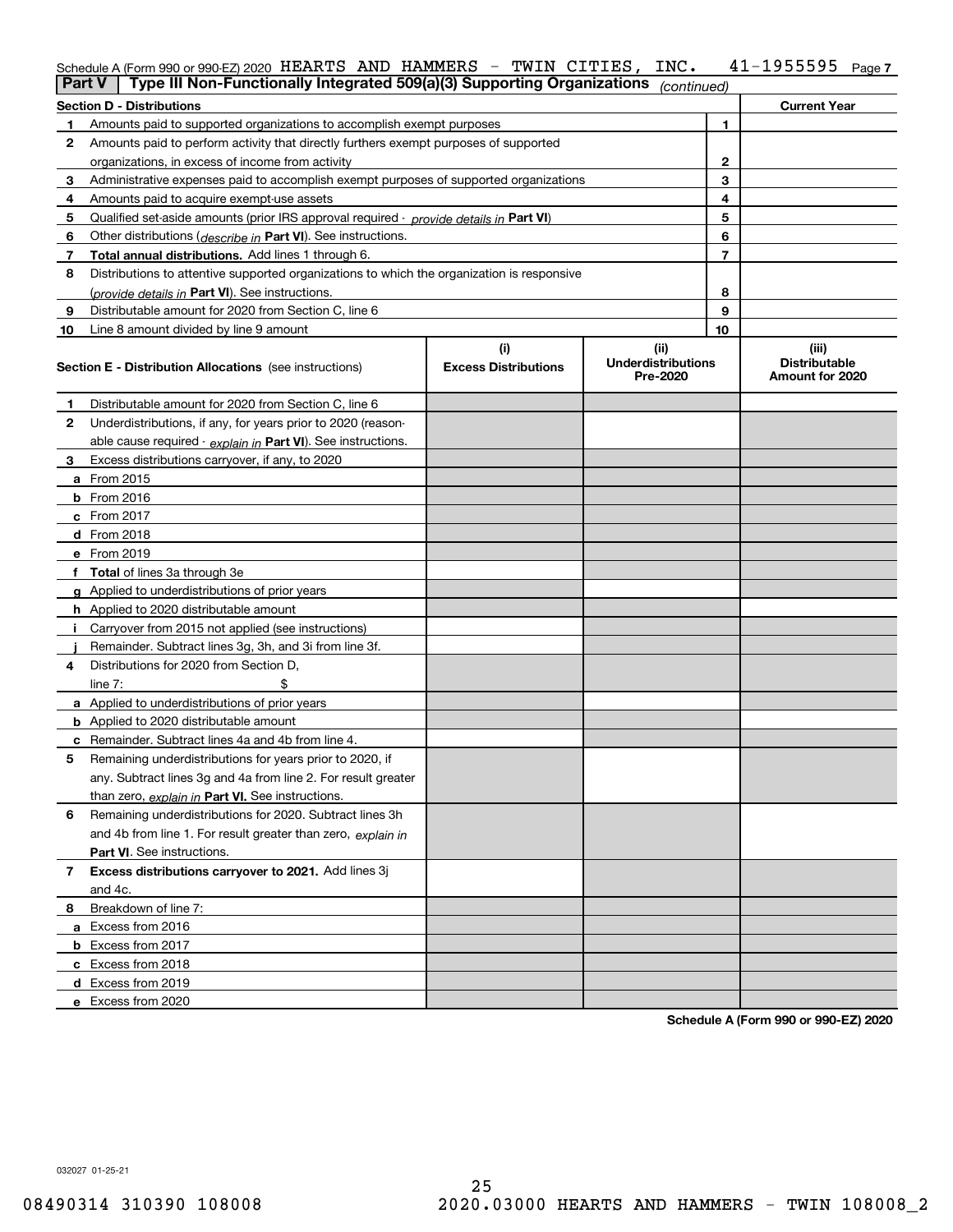Schedule A (Form 990 or 990-EZ) 2020 HEARTS AND HAMMERS - TWIN CITIES, INC. 41-1955595 Page 7

## Part V | Type III Non-Functionally Integrated 509(a)(3) Supporting Organizations *(continued)*

| Section D - Distributions | | | Current Year |
|---|---|---|---|
| 1 | Amounts paid to supported organizations to accomplish exempt purposes | 1 | |
| 2 | Amounts paid to perform activity that directly furthers exempt purposes of supported organizations, in excess of income from activity | 2 | |
| 3 | Administrative expenses paid to accomplish exempt purposes of supported organizations | 3 | |
| 4 | Amounts paid to acquire exempt-use assets | 4 | |
| 5 | Qualified set-aside amounts (prior IRS approval required - *provide details in* **Part VI**) | 5 | |
| 6 | Other distributions (*describe in* **Part VI**). See instructions. | 6 | |
| 7 | **Total annual distributions.** Add lines 1 through 6. | 7 | |
| 8 | Distributions to attentive supported organizations to which the organization is responsive (*provide details in* **Part VI**). See instructions. | 8 | |
| 9 | Distributable amount for 2020 from Section C, line 6 | 9 | |
| 10 | Line 8 amount divided by line 9 amount | 10 | |

| Section E - Distribution Allocations (see instructions) | (i) Excess Distributions | (ii) Underdistributions Pre-2020 | (iii) Distributable Amount for 2020 |
|---|---|---|---|
| **1** Distributable amount for 2020 from Section C, line 6 | | | |
| **2** Underdistributions, if any, for years prior to 2020 (reasonable cause required - *explain in* **Part VI**). See instructions. | | | |
| **3** Excess distributions carryover, if any, to 2020 | | | |
| **a** From 2015 | | | |
| **b** From 2016 | | | |
| **c** From 2017 | | | |
| **d** From 2018 | | | |
| **e** From 2019 | | | |
| **f** **Total** of lines 3a through 3e | | | |
| **g** Applied to underdistributions of prior years | | | |
| **h** Applied to 2020 distributable amount | | | |
| **i** Carryover from 2015 not applied (see instructions) | | | |
| **j** Remainder. Subtract lines 3g, 3h, and 3i from line 3f. | | | |
| **4** Distributions for 2020 from Section D, line 7: $ | | | |
| **a** Applied to underdistributions of prior years | | | |
| **b** Applied to 2020 distributable amount | | | |
| **c** Remainder. Subtract lines 4a and 4b from line 4. | | | |
| **5** Remaining underdistributions for years prior to 2020, if any. Subtract lines 3g and 4a from line 2. For result greater than zero, *explain in* **Part VI.** See instructions. | | | |
| **6** Remaining underdistributions for 2020. Subtract lines 3h and 4b from line 1. For result greater than zero, *explain in* **Part VI**. See instructions. | | | |
| **7** **Excess distributions carryover to 2021.** Add lines 3j and 4c. | | | |
| **8** Breakdown of line 7: | | | |
| **a** Excess from 2016 | | | |
| **b** Excess from 2017 | | | |
| **c** Excess from 2018 | | | |
| **d** Excess from 2019 | | | |
| **e** Excess from 2020 | | | |

**Schedule A (Form 990 or 990-EZ) 2020**

032027 01-25-21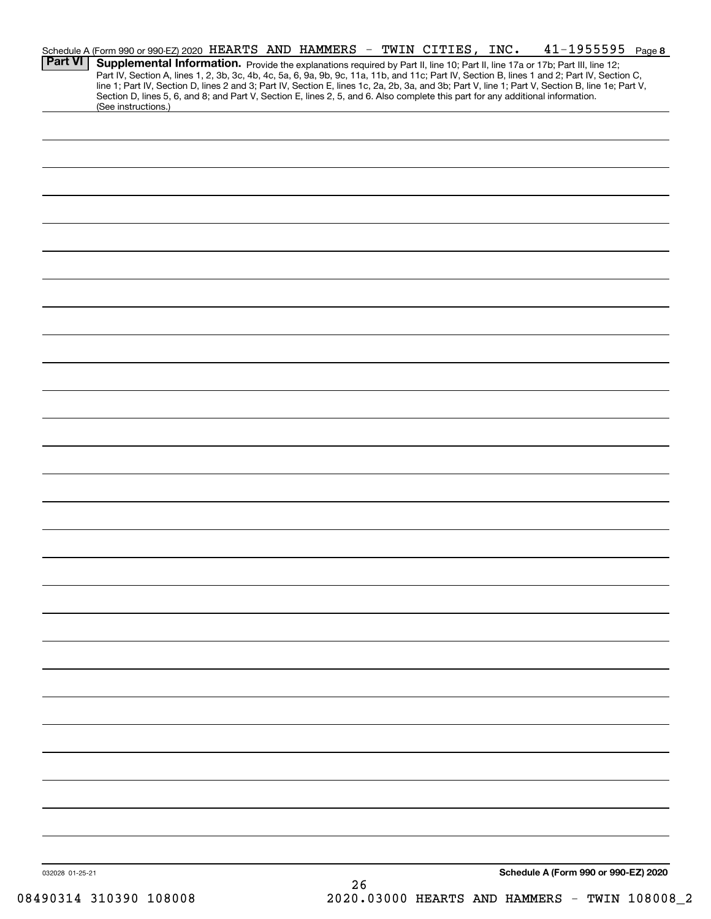Schedule A (Form 990 or 990-EZ) 2020 HEARTS AND HAMMERS - TWIN CITIES, INC. 41-1955595

## Part VI Supplemental Information.

Provide the explanations required by Part II, line 10; Part II, line 17a or 17b; Part III, line 12; Part IV, Section A, lines 1, 2, 3b, 3c, 4b, 4c, 5a, 6, 9a, 9b, 9c, 11a, 11b, and 11c; Part IV, Section B, lines 1 and 2; Part IV, Section C, line 1; Part IV, Section D, lines 2 and 3; Part IV, Section E, lines 1c, 2a, 2b, 3a, and 3b; Part V, line 1; Part V, Section B, line 1e; Part V, Section D, lines 5, 6, and 8; and Part V, Section E, lines 2, 5, and 6. Also complete this part for any additional information. (See instructions.)

032028 01-25-21

Schedule A (Form 990 or 990-EZ) 2020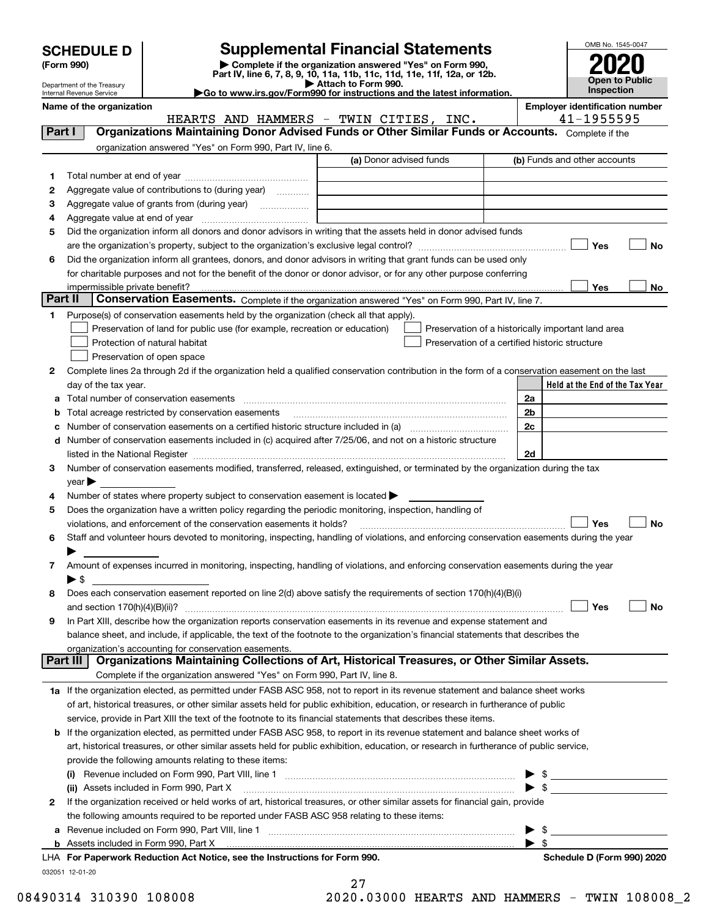# SCHEDULE D (Form 990)

Department of the Treasury
Internal Revenue Service

## Supplemental Financial Statements

▶ Complete if the organization answered "Yes" on Form 990, Part IV, line 6, 7, 8, 9, 10, 11a, 11b, 11c, 11d, 11e, 11f, 12a, or 12b.
▶ Attach to Form 990.
▶Go to www.irs.gov/Form990 for instructions and the latest information.

OMB No. 1545-0047

**2020**

**Open to Public Inspection**

**Name of the organization**
HEARTS AND HAMMERS - TWIN CITIES, INC.

**Employer identification number**
41-1955595

### Part I — Organizations Maintaining Donor Advised Funds or Other Similar Funds or Accounts. Complete if the organization answered "Yes" on Form 990, Part IV, line 6.

| | | (a) Donor advised funds | (b) Funds and other accounts |
|---|---|---|---|
| 1 | Total number at end of year | | |
| 2 | Aggregate value of contributions to (during year) | | |
| 3 | Aggregate value of grants from (during year) | | |
| 4 | Aggregate value at end of year | | |

5 Did the organization inform all donors and donor advisors in writing that the assets held in donor advised funds are the organization's property, subject to the organization's exclusive legal control? ☐ Yes ☐ No

6 Did the organization inform all grantees, donors, and donor advisors in writing that grant funds can be used only for charitable purposes and not for the benefit of the donor or donor advisor, or for any other purpose conferring impermissible private benefit? ☐ Yes ☐ No

### Part II — Conservation Easements. Complete if the organization answered "Yes" on Form 990, Part IV, line 7.

1 Purpose(s) of conservation easements held by the organization (check all that apply).
- ☐ Preservation of land for public use (for example, recreation or education)
- ☐ Protection of natural habitat
- ☐ Preservation of open space
- ☐ Preservation of a historically important land area
- ☐ Preservation of a certified historic structure

2 Complete lines 2a through 2d if the organization held a qualified conservation contribution in the form of a conservation easement on the last day of the tax year.

| | | | Held at the End of the Tax Year |
|---|---|---|---|
| a | Total number of conservation easements | 2a | |
| b | Total acreage restricted by conservation easements | 2b | |
| c | Number of conservation easements on a certified historic structure included in (a) | 2c | |
| d | Number of conservation easements included in (c) acquired after 7/25/06, and not on a historic structure listed in the National Register | 2d | |

3 Number of conservation easements modified, transferred, released, extinguished, or terminated by the organization during the tax year ▶

4 Number of states where property subject to conservation easement is located ▶

5 Does the organization have a written policy regarding the periodic monitoring, inspection, handling of violations, and enforcement of the conservation easements it holds? ☐ Yes ☐ No

6 Staff and volunteer hours devoted to monitoring, inspecting, handling of violations, and enforcing conservation easements during the year ▶

7 Amount of expenses incurred in monitoring, inspecting, handling of violations, and enforcing conservation easements during the year ▶ $

8 Does each conservation easement reported on line 2(d) above satisfy the requirements of section 170(h)(4)(B)(i) and section 170(h)(4)(B)(ii)? ☐ Yes ☐ No

9 In Part XIII, describe how the organization reports conservation easements in its revenue and expense statement and balance sheet, and include, if applicable, the text of the footnote to the organization's financial statements that describes the organization's accounting for conservation easements.

### Part III — Organizations Maintaining Collections of Art, Historical Treasures, or Other Similar Assets. Complete if the organization answered "Yes" on Form 990, Part IV, line 8.

1a If the organization elected, as permitted under FASB ASC 958, not to report in its revenue statement and balance sheet works of art, historical treasures, or other similar assets held for public exhibition, education, or research in furtherance of public service, provide in Part XIII the text of the footnote to its financial statements that describes these items.

b If the organization elected, as permitted under FASB ASC 958, to report in its revenue statement and balance sheet works of art, historical treasures, or other similar assets held for public exhibition, education, or research in furtherance of public service, provide the following amounts relating to these items:

(i) Revenue included on Form 990, Part VIII, line 1 ▶ $

(ii) Assets included in Form 990, Part X ▶ $

2 If the organization received or held works of art, historical treasures, or other similar assets for financial gain, provide the following amounts required to be reported under FASB ASC 958 relating to these items:

a Revenue included on Form 990, Part VIII, line 1 ▶ $

b Assets included in Form 990, Part X ▶ $

LHA **For Paperwork Reduction Act Notice, see the Instructions for Form 990.** **Schedule D (Form 990) 2020**

032051 12-01-20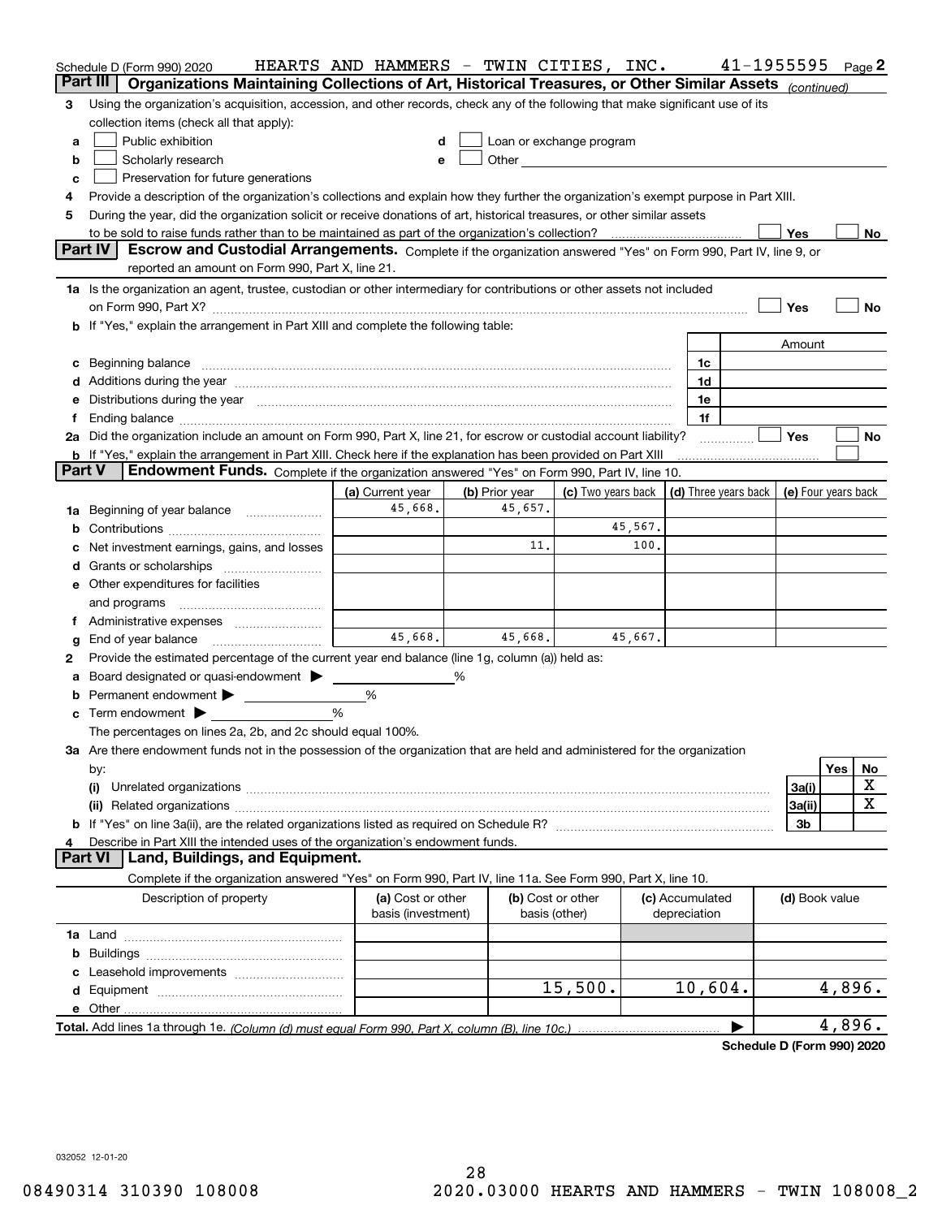Schedule D (Form 990) 2020 HEARTS AND HAMMERS - TWIN CITIES, INC. 41-1955595 Page 2

## Part III Organizations Maintaining Collections of Art, Historical Treasures, or Other Similar Assets *(continued)*

3 Using the organization's acquisition, accession, and other records, check any of the following that make significant use of its collection items (check all that apply):

- a ☐ Public exhibition
- b ☐ Scholarly research
- c ☐ Preservation for future generations
- d ☐ Loan or exchange program
- e ☐ Other

4 Provide a description of the organization's collections and explain how they further the organization's exempt purpose in Part XIII.

5 During the year, did the organization solicit or receive donations of art, historical treasures, or other similar assets to be sold to raise funds rather than to be maintained as part of the organization's collection? ☐ Yes ☐ No

## Part IV Escrow and Custodial Arrangements.

Complete if the organization answered "Yes" on Form 990, Part IV, line 9, or reported an amount on Form 990, Part X, line 21.

1a Is the organization an agent, trustee, custodian or other intermediary for contributions or other assets not included on Form 990, Part X? ☐ Yes ☐ No

b If "Yes," explain the arrangement in Part XIII and complete the following table:

| | | Amount |
|---|---|---|
| c Beginning balance | 1c | |
| d Additions during the year | 1d | |
| e Distributions during the year | 1e | |
| f Ending balance | 1f | |

2a Did the organization include an amount on Form 990, Part X, line 21, for escrow or custodial account liability? ☐ Yes ☐ No

b If "Yes," explain the arrangement in Part XIII. Check here if the explanation has been provided on Part XIII ☐

## Part V Endowment Funds.

Complete if the organization answered "Yes" on Form 990, Part IV, line 10.

| | (a) Current year | (b) Prior year | (c) Two years back | (d) Three years back | (e) Four years back |
|---|---|---|---|---|---|
| 1a Beginning of year balance | 45,668. | 45,657. | | | |
| b Contributions | | | 45,567. | | |
| c Net investment earnings, gains, and losses | | 11. | 100. | | |
| d Grants or scholarships | | | | | |
| e Other expenditures for facilities and programs | | | | | |
| f Administrative expenses | | | | | |
| g End of year balance | 45,668. | 45,668. | 45,667. | | |

2 Provide the estimated percentage of the current year end balance (line 1g, column (a)) held as:

a Board designated or quasi-endowment ▶ _____ %

b Permanent endowment ▶ _____ %

c Term endowment ▶ _____ %

The percentages on lines 2a, 2b, and 2c should equal 100%.

3a Are there endowment funds not in the possession of the organization that are held and administered for the organization by:

| | | Yes | No |
|---|---|---|---|
| (i) Unrelated organizations | 3a(i) | | X |
| (ii) Related organizations | 3a(ii) | | X |
| b If "Yes" on line 3a(ii), are the related organizations listed as required on Schedule R? | 3b | | |

4 Describe in Part XIII the intended uses of the organization's endowment funds.

## Part VI Land, Buildings, and Equipment.

Complete if the organization answered "Yes" on Form 990, Part IV, line 11a. See Form 990, Part X, line 10.

| Description of property | (a) Cost or other basis (investment) | (b) Cost or other basis (other) | (c) Accumulated depreciation | (d) Book value |
|---|---|---|---|---|
| 1a Land | | | | |
| b Buildings | | | | |
| c Leasehold improvements | | | | |
| d Equipment | | 15,500. | 10,604. | 4,896. |
| e Other | | | | |
| **Total.** Add lines 1a through 1e. *(Column (d) must equal Form 990, Part X, column (B), line 10c.)* | | | ▶ | 4,896. |

**Schedule D (Form 990) 2020**

032052 12-01-20

08490314 310390 108008 2020.03000 HEARTS AND HAMMERS - TWIN 108008_2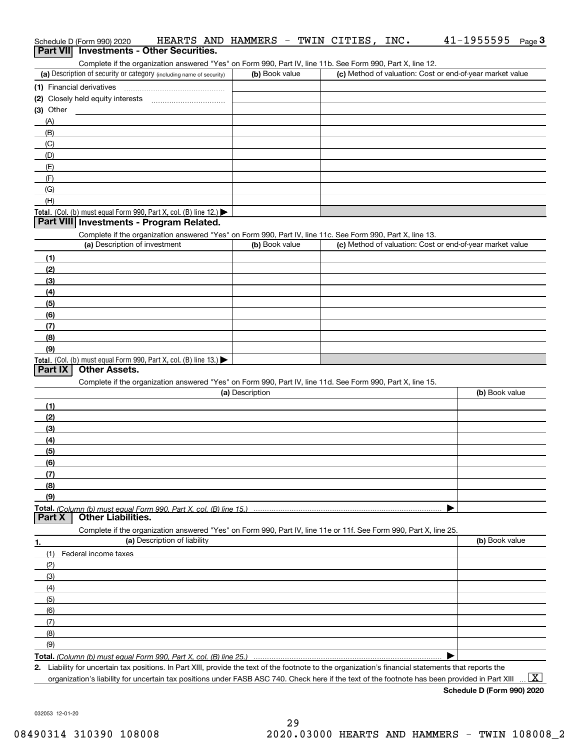Schedule D (Form 990) 2020 HEARTS AND HAMMERS - TWIN CITIES, INC. 41-1955595 Page 3

## Part VII Investments - Other Securities.

Complete if the organization answered "Yes" on Form 990, Part IV, line 11b. See Form 990, Part X, line 12.

| (a) Description of security or category (including name of security) | (b) Book value | (c) Method of valuation: Cost or end-of-year market value |
|---|---|---|
| (1) Financial derivatives | | |
| (2) Closely held equity interests | | |
| (3) Other | | |
| (A) | | |
| (B) | | |
| (C) | | |
| (D) | | |
| (E) | | |
| (F) | | |
| (G) | | |
| (H) | | |
| **Total.** (Col. (b) must equal Form 990, Part X, col. (B) line 12.) ▶ | | |

## Part VIII Investments - Program Related.

Complete if the organization answered "Yes" on Form 990, Part IV, line 11c. See Form 990, Part X, line 13.

| (a) Description of investment | (b) Book value | (c) Method of valuation: Cost or end-of-year market value |
|---|---|---|
| (1) | | |
| (2) | | |
| (3) | | |
| (4) | | |
| (5) | | |
| (6) | | |
| (7) | | |
| (8) | | |
| (9) | | |
| **Total.** (Col. (b) must equal Form 990, Part X, col. (B) line 13.) ▶ | | |

## Part IX Other Assets.

Complete if the organization answered "Yes" on Form 990, Part IV, line 11d. See Form 990, Part X, line 15.

| (a) Description | (b) Book value |
|---|---|
| (1) | |
| (2) | |
| (3) | |
| (4) | |
| (5) | |
| (6) | |
| (7) | |
| (8) | |
| (9) | |
| **Total.** *(Column (b) must equal Form 990, Part X, col. (B) line 15.)* ▶ | |

## Part X Other Liabilities.

Complete if the organization answered "Yes" on Form 990, Part IV, line 11e or 11f. See Form 990, Part X, line 25.

| 1. (a) Description of liability | (b) Book value |
|---|---|
| (1) Federal income taxes | |
| (2) | |
| (3) | |
| (4) | |
| (5) | |
| (6) | |
| (7) | |
| (8) | |
| (9) | |
| **Total.** *(Column (b) must equal Form 990, Part X, col. (B) line 25.)* ▶ | |

2. Liability for uncertain tax positions. In Part XIII, provide the text of the footnote to the organization's financial statements that reports the organization's liability for uncertain tax positions under FASB ASC 740. Check here if the text of the footnote has been provided in Part XIII ... [X]

**Schedule D (Form 990) 2020**

032053 12-01-20

08490314 310390 108008 2020.03000 HEARTS AND HAMMERS - TWIN 108008_2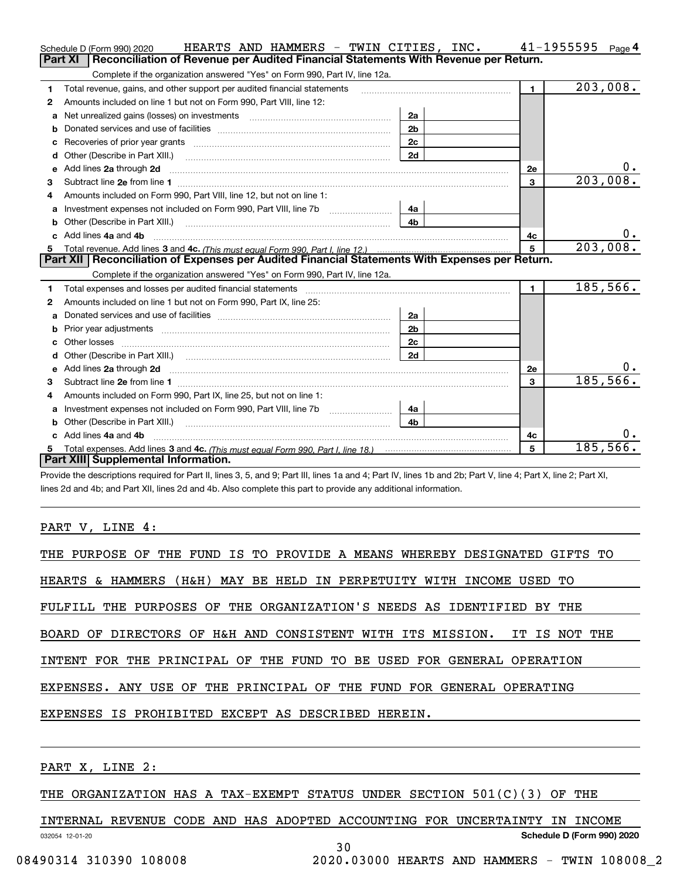Schedule D (Form 990) 2020 HEARTS AND HAMMERS - TWIN CITIES, INC. 41-1955595 Page 4

## Part XI Reconciliation of Revenue per Audited Financial Statements With Revenue per Return.

Complete if the organization answered "Yes" on Form 990, Part IV, line 12a.

| | | | | | |
|---|---|---|---|---|---|
| 1 | Total revenue, gains, and other support per audited financial statements | | | 1 | 203,008. |
| 2 | Amounts included on line 1 but not on Form 990, Part VIII, line 12: | | | | |
| a | Net unrealized gains (losses) on investments | 2a | | | |
| b | Donated services and use of facilities | 2b | | | |
| c | Recoveries of prior year grants | 2c | | | |
| d | Other (Describe in Part XIII.) | 2d | | | |
| e | Add lines 2a through 2d | | | 2e | 0. |
| 3 | Subtract line 2e from line 1 | | | 3 | 203,008. |
| 4 | Amounts included on Form 990, Part VIII, line 12, but not on line 1: | | | | |
| a | Investment expenses not included on Form 990, Part VIII, line 7b | 4a | | | |
| b | Other (Describe in Part XIII.) | 4b | | | |
| c | Add lines 4a and 4b | | | 4c | 0. |
| 5 | Total revenue. Add lines 3 and 4c. *(This must equal Form 990, Part I, line 12.)* | | | 5 | 203,008. |

## Part XII Reconciliation of Expenses per Audited Financial Statements With Expenses per Return.

Complete if the organization answered "Yes" on Form 990, Part IV, line 12a.

| | | | | | |
|---|---|---|---|---|---|
| 1 | Total expenses and losses per audited financial statements | | | 1 | 185,566. |
| 2 | Amounts included on line 1 but not on Form 990, Part IX, line 25: | | | | |
| a | Donated services and use of facilities | 2a | | | |
| b | Prior year adjustments | 2b | | | |
| c | Other losses | 2c | | | |
| d | Other (Describe in Part XIII.) | 2d | | | |
| e | Add lines 2a through 2d | | | 2e | 0. |
| 3 | Subtract line 2e from line 1 | | | 3 | 185,566. |
| 4 | Amounts included on Form 990, Part IX, line 25, but not on line 1: | | | | |
| a | Investment expenses not included on Form 990, Part VIII, line 7b | 4a | | | |
| b | Other (Describe in Part XIII.) | 4b | | | |
| c | Add lines 4a and 4b | | | 4c | 0. |
| 5 | Total expenses. Add lines 3 and 4c. *(This must equal Form 990, Part I, line 18.)* | | | 5 | 185,566. |

## Part XIII Supplemental Information.

Provide the descriptions required for Part II, lines 3, 5, and 9; Part III, lines 1a and 4; Part IV, lines 1b and 2b; Part V, line 4; Part X, line 2; Part XI, lines 2d and 4b; and Part XII, lines 2d and 4b. Also complete this part to provide any additional information.

PART V, LINE 4:

THE PURPOSE OF THE FUND IS TO PROVIDE A MEANS WHEREBY DESIGNATED GIFTS TO HEARTS & HAMMERS (H&H) MAY BE HELD IN PERPETUITY WITH INCOME USED TO FULFILL THE PURPOSES OF THE ORGANIZATION'S NEEDS AS IDENTIFIED BY THE BOARD OF DIRECTORS OF H&H AND CONSISTENT WITH ITS MISSION. IT IS NOT THE INTENT FOR THE PRINCIPAL OF THE FUND TO BE USED FOR GENERAL OPERATION EXPENSES. ANY USE OF THE PRINCIPAL OF THE FUND FOR GENERAL OPERATING EXPENSES IS PROHIBITED EXCEPT AS DESCRIBED HEREIN.

PART X, LINE 2:

THE ORGANIZATION HAS A TAX-EXEMPT STATUS UNDER SECTION 501(C)(3) OF THE INTERNAL REVENUE CODE AND HAS ADOPTED ACCOUNTING FOR UNCERTAINTY IN INCOME

032054 12-01-20 Schedule D (Form 990) 2020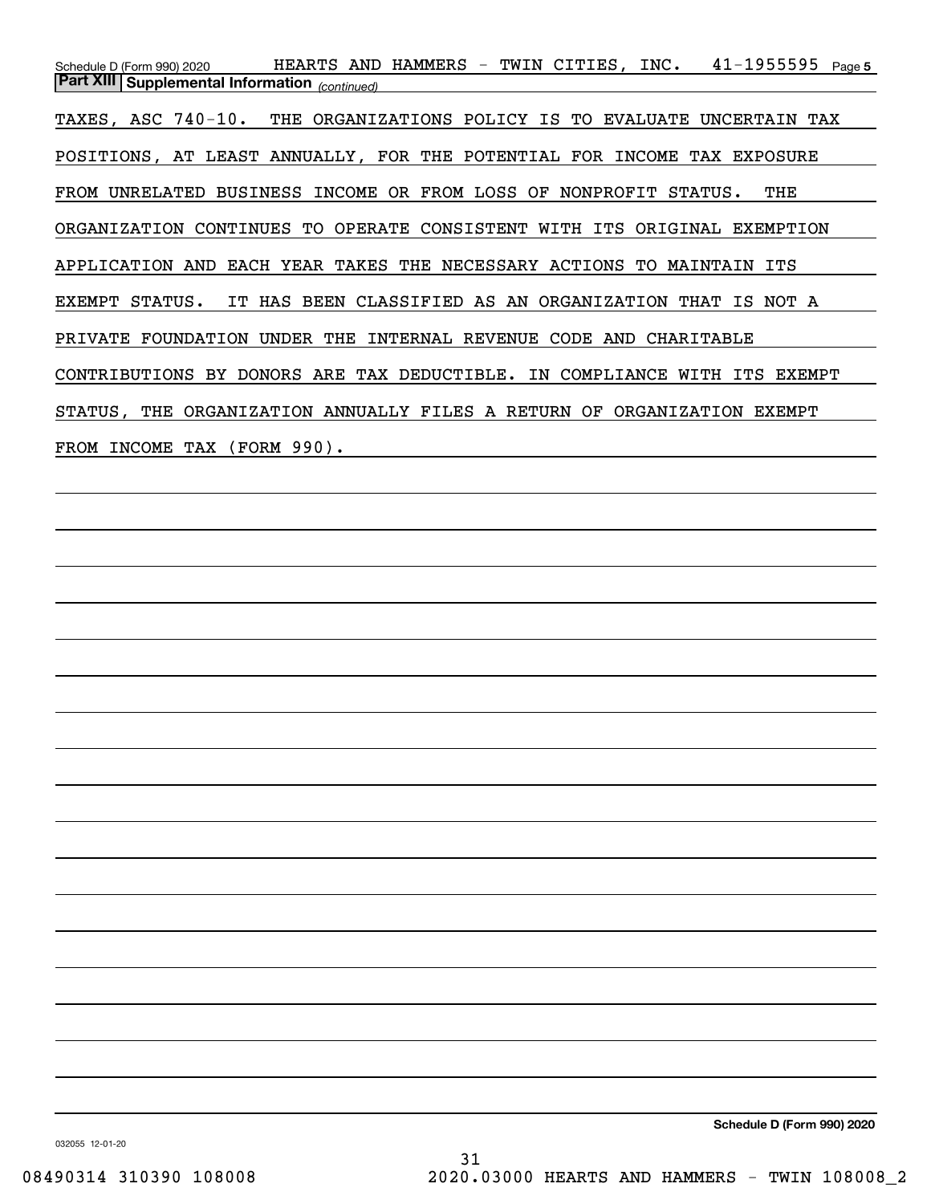Schedule D (Form 990) 2020 HEARTS AND HAMMERS - TWIN CITIES, INC. 41-1955595 Page 5

**Part XIII | Supplemental Information** *(continued)*

TAXES, ASC 740-10. THE ORGANIZATIONS POLICY IS TO EVALUATE UNCERTAIN TAX POSITIONS, AT LEAST ANNUALLY, FOR THE POTENTIAL FOR INCOME TAX EXPOSURE FROM UNRELATED BUSINESS INCOME OR FROM LOSS OF NONPROFIT STATUS. THE ORGANIZATION CONTINUES TO OPERATE CONSISTENT WITH ITS ORIGINAL EXEMPTION APPLICATION AND EACH YEAR TAKES THE NECESSARY ACTIONS TO MAINTAIN ITS EXEMPT STATUS. IT HAS BEEN CLASSIFIED AS AN ORGANIZATION THAT IS NOT A PRIVATE FOUNDATION UNDER THE INTERNAL REVENUE CODE AND CHARITABLE CONTRIBUTIONS BY DONORS ARE TAX DEDUCTIBLE. IN COMPLIANCE WITH ITS EXEMPT STATUS, THE ORGANIZATION ANNUALLY FILES A RETURN OF ORGANIZATION EXEMPT FROM INCOME TAX (FORM 990).

**Schedule D (Form 990) 2020**

032055 12-01-20

08490314 310390 108008 2020.03000 HEARTS AND HAMMERS - TWIN 108008_2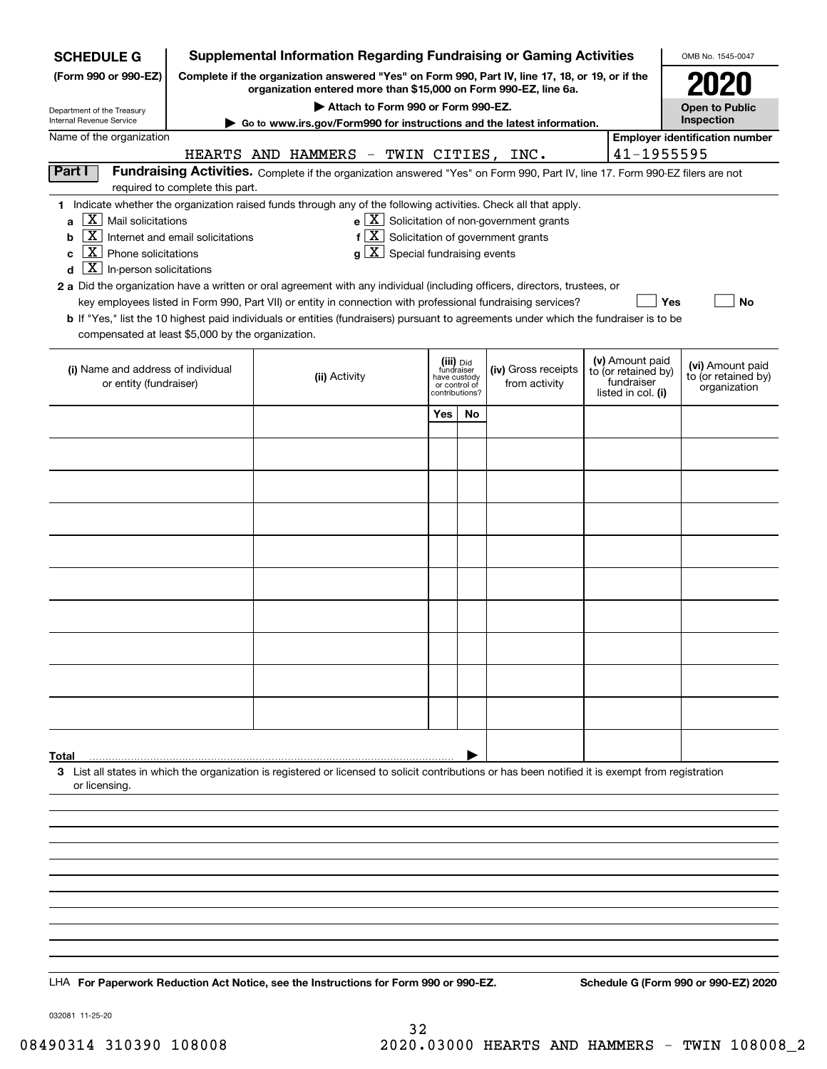**SCHEDULE G**
**(Form 990 or 990-EZ)**

Department of the Treasury
Internal Revenue Service

# Supplemental Information Regarding Fundraising or Gaming Activities

**Complete if the organization answered "Yes" on Form 990, Part IV, line 17, 18, or 19, or if the organization entered more than $15,000 on Form 990-EZ, line 6a.**

**▶ Attach to Form 990 or Form 990-EZ.**

**▶ Go to www.irs.gov/Form990 for instructions and the latest information.**

OMB No. 1545-0047

**2020**

**Open to Public Inspection**

Name of the organization: HEARTS AND HAMMERS - TWIN CITIES, INC.

Employer identification number: 41-1955595

## Part I Fundraising Activities.

Complete if the organization answered "Yes" on Form 990, Part IV, line 17. Form 990-EZ filers are not required to complete this part.

**1** Indicate whether the organization raised funds through any of the following activities. Check all that apply.

- **a** [X] Mail solicitations
- **b** [X] Internet and email solicitations
- **c** [X] Phone solicitations
- **d** [X] In-person solicitations
- **e** [X] Solicitation of non-government grants
- **f** [X] Solicitation of government grants
- **g** [X] Special fundraising events

**2 a** Did the organization have a written or oral agreement with any individual (including officers, directors, trustees, or key employees listed in Form 990, Part VII) or entity in connection with professional fundraising services? [ ] Yes [ ] No

**b** If "Yes," list the 10 highest paid individuals or entities (fundraisers) pursuant to agreements under which the fundraiser is to be compensated at least $5,000 by the organization.

| (i) Name and address of individual or entity (fundraiser) | (ii) Activity | (iii) Did fundraiser have custody or control of contributions? Yes | No | (iv) Gross receipts from activity | (v) Amount paid to (or retained by) fundraiser listed in col. (i) | (vi) Amount paid to (or retained by) organization |
|---|---|---|---|---|---|---|
| | | | | | | |
| | | | | | | |
| | | | | | | |
| | | | | | | |
| | | | | | | |
| | | | | | | |
| | | | | | | |
| | | | | | | |
| | | | | | | |
| | | | | | | |
| **Total** ▶ | | | | | | |

**3** List all states in which the organization is registered or licensed to solicit contributions or has been notified it is exempt from registration or licensing.

LHA **For Paperwork Reduction Act Notice, see the Instructions for Form 990 or 990-EZ.** **Schedule G (Form 990 or 990-EZ) 2020**

032081 11-25-20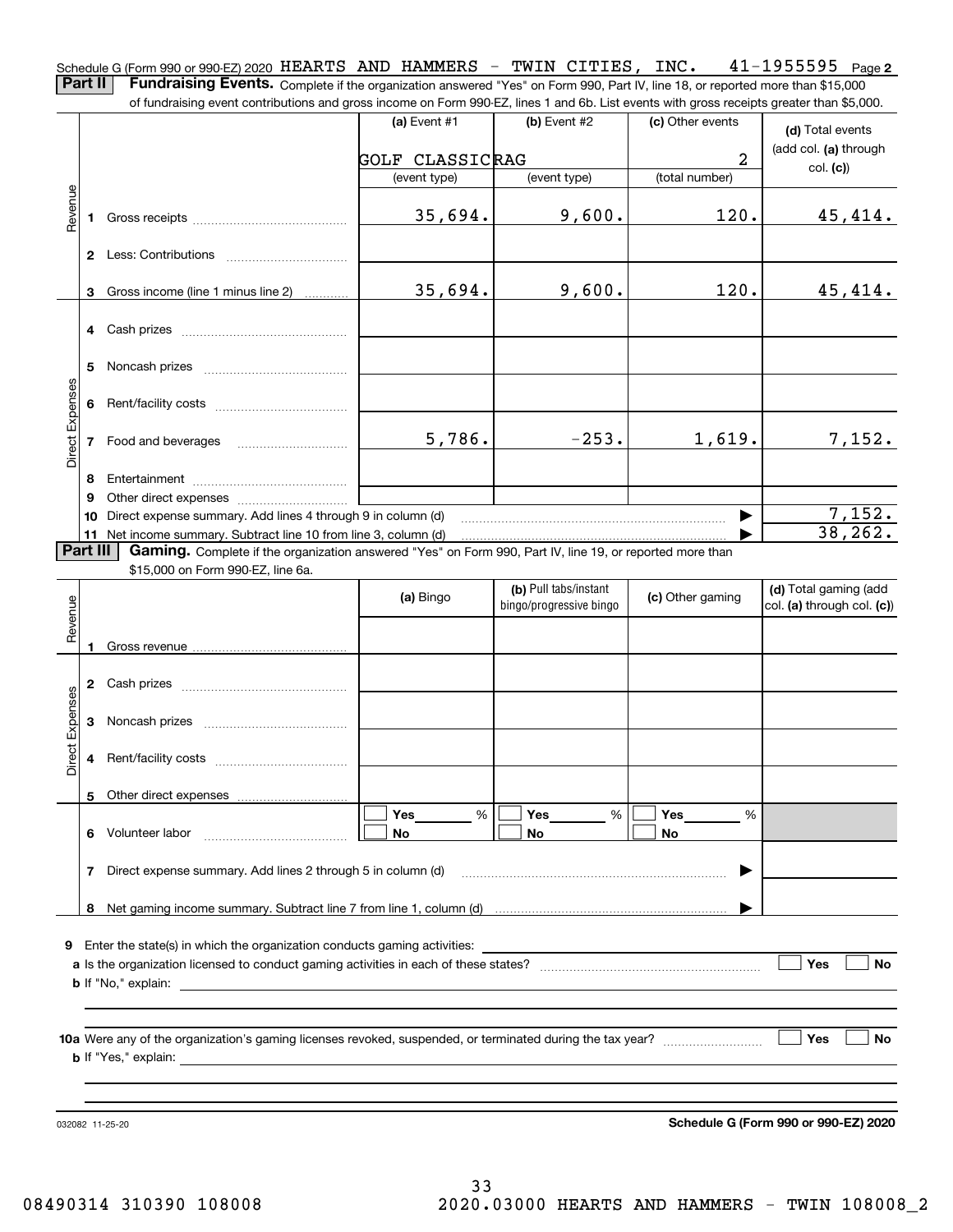Schedule G (Form 990 or 990-EZ) 2020 HEARTS AND HAMMERS - TWIN CITIES, INC. 41-1955595 Page **2**

**Part II** **Fundraising Events.** Complete if the organization answered "Yes" on Form 990, Part IV, line 18, or reported more than $15,000 of fundraising event contributions and gross income on Form 990-EZ, lines 1 and 6b. List events with gross receipts greater than $5,000.

| | | (a) Event #1 | (b) Event #2 | (c) Other events | (d) Total events (add col. (a) through col. (c)) |
|---|---|---|---|---|---|
| | | GOLF CLASSIC | RAG | 2 | |
| | | (event type) | (event type) | (total number) | |
| Revenue | 1 Gross receipts | 35,694. | 9,600. | 120. | 45,414. |
| | 2 Less: Contributions | | | | |
| | 3 Gross income (line 1 minus line 2) | 35,694. | 9,600. | 120. | 45,414. |
| Direct Expenses | 4 Cash prizes | | | | |
| | 5 Noncash prizes | | | | |
| | 6 Rent/facility costs | | | | |
| | 7 Food and beverages | 5,786. | -253. | 1,619. | 7,152. |
| | 8 Entertainment | | | | |
| | 9 Other direct expenses | | | | |
| | 10 Direct expense summary. Add lines 4 through 9 in column (d) | | | ▶ | 7,152. |
| | 11 Net income summary. Subtract line 10 from line 3, column (d) | | | ▶ | 38,262. |

**Part III** **Gaming.** Complete if the organization answered "Yes" on Form 990, Part IV, line 19, or reported more than $15,000 on Form 990-EZ, line 6a.

| | | (a) Bingo | (b) Pull tabs/instant bingo/progressive bingo | (c) Other gaming | (d) Total gaming (add col. (a) through col. (c)) |
|---|---|---|---|---|---|
| Revenue | 1 Gross revenue | | | | |
| Direct Expenses | 2 Cash prizes | | | | |
| | 3 Noncash prizes | | | | |
| | 4 Rent/facility costs | | | | |
| | 5 Other direct expenses | | | | |
| | 6 Volunteer labor | ☐ Yes ____ % ☐ No | ☐ Yes ____ % ☐ No | ☐ Yes ____ % ☐ No | |
| | 7 Direct expense summary. Add lines 2 through 5 in column (d) | | | ▶ | |
| | 8 Net gaming income summary. Subtract line 7 from line 1, column (d) | | | ▶ | |

**9** Enter the state(s) in which the organization conducts gaming activities: ____________

**a** Is the organization licensed to conduct gaming activities in each of these states? ☐ Yes ☐ No

**b** If "No," explain: ____________

**10a** Were any of the organization's gaming licenses revoked, suspended, or terminated during the tax year? ☐ Yes ☐ No

**b** If "Yes," explain: ____________

032082 11-25-20

**Schedule G (Form 990 or 990-EZ) 2020**

08490314 310390 108008 2020.03000 HEARTS AND HAMMERS - TWIN 108008_2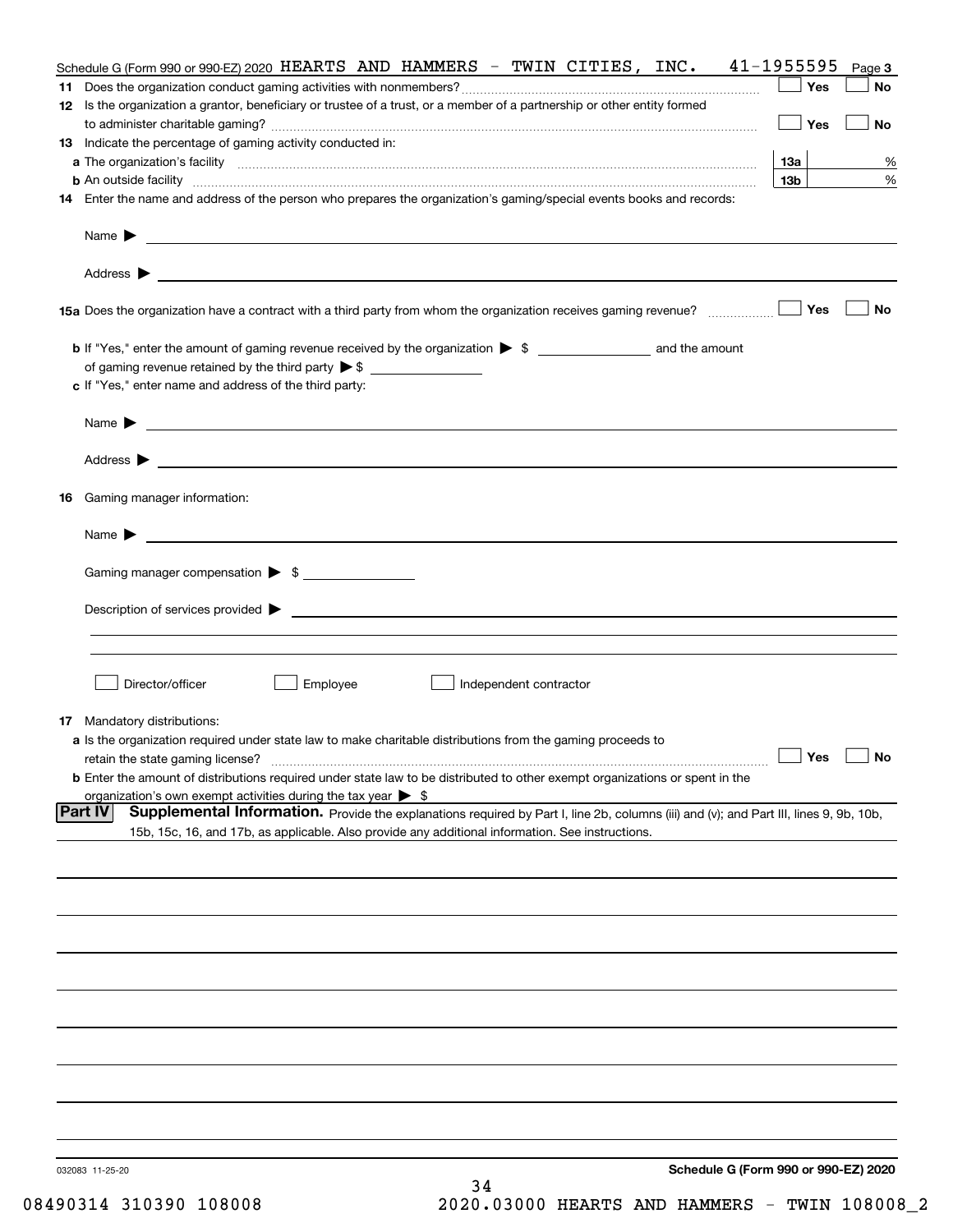Schedule G (Form 990 or 990-EZ) 2020 HEARTS AND HAMMERS - TWIN CITIES, INC. 41-1955595

**11** Does the organization conduct gaming activities with nonmembers? ☐ Yes ☐ No

**12** Is the organization a grantor, beneficiary or trustee of a trust, or a member of a partnership or other entity formed to administer charitable gaming? ☐ Yes ☐ No

**13** Indicate the percentage of gaming activity conducted in:

**a** The organization's facility **13a** %

**b** An outside facility **13b** %

**14** Enter the name and address of the person who prepares the organization's gaming/special events books and records:

Name ▶

Address ▶

**15a** Does the organization have a contract with a third party from whom the organization receives gaming revenue? ☐ Yes ☐ No

**b** If "Yes," enter the amount of gaming revenue received by the organization ▶ $ ______ and the amount of gaming revenue retained by the third party ▶ $ ______

**c** If "Yes," enter name and address of the third party:

Name ▶

Address ▶

**16** Gaming manager information:

Name ▶

Gaming manager compensation ▶ $

Description of services provided ▶

☐ Director/officer ☐ Employee ☐ Independent contractor

**17** Mandatory distributions:

**a** Is the organization required under state law to make charitable distributions from the gaming proceeds to retain the state gaming license? ☐ Yes ☐ No

**b** Enter the amount of distributions required under state law to be distributed to other exempt organizations or spent in the organization's own exempt activities during the tax year ▶ $

## Part IV Supplemental Information.

Provide the explanations required by Part I, line 2b, columns (iii) and (v); and Part III, lines 9, 9b, 10b, 15b, 15c, 16, and 17b, as applicable. Also provide any additional information. See instructions.

032083 11-25-20

**Schedule G (Form 990 or 990-EZ) 2020**

08490314 310390 108008 2020.03000 HEARTS AND HAMMERS - TWIN 108008_2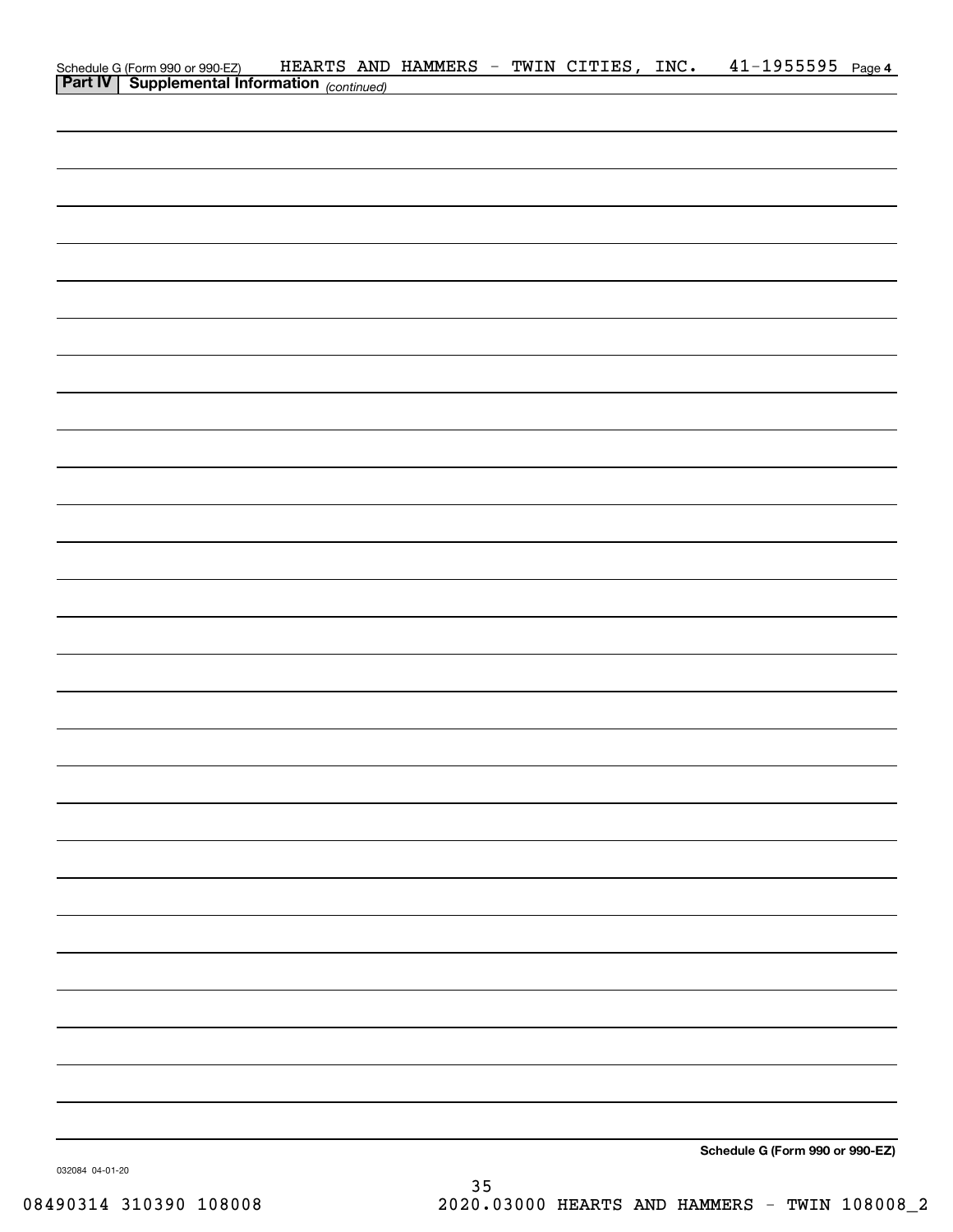Schedule G (Form 990 or 990-EZ) HEARTS AND HAMMERS - TWIN CITIES, INC. 41-1955595 Page 4

**Part IV | Supplemental Information** *(continued)*

**Schedule G (Form 990 or 990-EZ)**

032084 04-01-20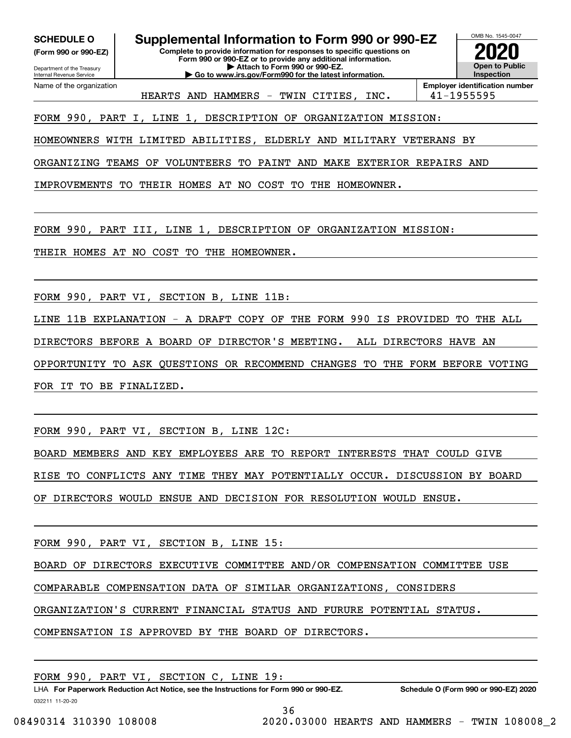**SCHEDULE O** (Form 990 or 990-EZ)

Department of the Treasury
Internal Revenue Service

# Supplemental Information to Form 990 or 990-EZ

**Complete to provide information for responses to specific questions on Form 990 or 990-EZ or to provide any additional information.**
**▶ Attach to Form 990 or 990-EZ.**
**▶ Go to www.irs.gov/Form990 for the latest information.**

OMB No. 1545-0047

**2020**

**Open to Public Inspection**

Name of the organization: HEARTS AND HAMMERS - TWIN CITIES, INC.

**Employer identification number**: 41-1955595

FORM 990, PART I, LINE 1, DESCRIPTION OF ORGANIZATION MISSION:

HOMEOWNERS WITH LIMITED ABILITIES, ELDERLY AND MILITARY VETERANS BY ORGANIZING TEAMS OF VOLUNTEERS TO PAINT AND MAKE EXTERIOR REPAIRS AND IMPROVEMENTS TO THEIR HOMES AT NO COST TO THE HOMEOWNER.

FORM 990, PART III, LINE 1, DESCRIPTION OF ORGANIZATION MISSION:

THEIR HOMES AT NO COST TO THE HOMEOWNER.

FORM 990, PART VI, SECTION B, LINE 11B:

LINE 11B EXPLANATION - A DRAFT COPY OF THE FORM 990 IS PROVIDED TO THE ALL DIRECTORS BEFORE A BOARD OF DIRECTOR'S MEETING. ALL DIRECTORS HAVE AN OPPORTUNITY TO ASK QUESTIONS OR RECOMMEND CHANGES TO THE FORM BEFORE VOTING FOR IT TO BE FINALIZED.

FORM 990, PART VI, SECTION B, LINE 12C:

BOARD MEMBERS AND KEY EMPLOYEES ARE TO REPORT INTERESTS THAT COULD GIVE RISE TO CONFLICTS ANY TIME THEY MAY POTENTIALLY OCCUR. DISCUSSION BY BOARD OF DIRECTORS WOULD ENSUE AND DECISION FOR RESOLUTION WOULD ENSUE.

FORM 990, PART VI, SECTION B, LINE 15:

BOARD OF DIRECTORS EXECUTIVE COMMITTEE AND/OR COMPENSATION COMMITTEE USE COMPARABLE COMPENSATION DATA OF SIMILAR ORGANIZATIONS, CONSIDERS ORGANIZATION'S CURRENT FINANCIAL STATUS AND FURURE POTENTIAL STATUS. COMPENSATION IS APPROVED BY THE BOARD OF DIRECTORS.

FORM 990, PART VI, SECTION C, LINE 19:

LHA **For Paperwork Reduction Act Notice, see the Instructions for Form 990 or 990-EZ.** **Schedule O (Form 990 or 990-EZ) 2020**

032211 11-20-20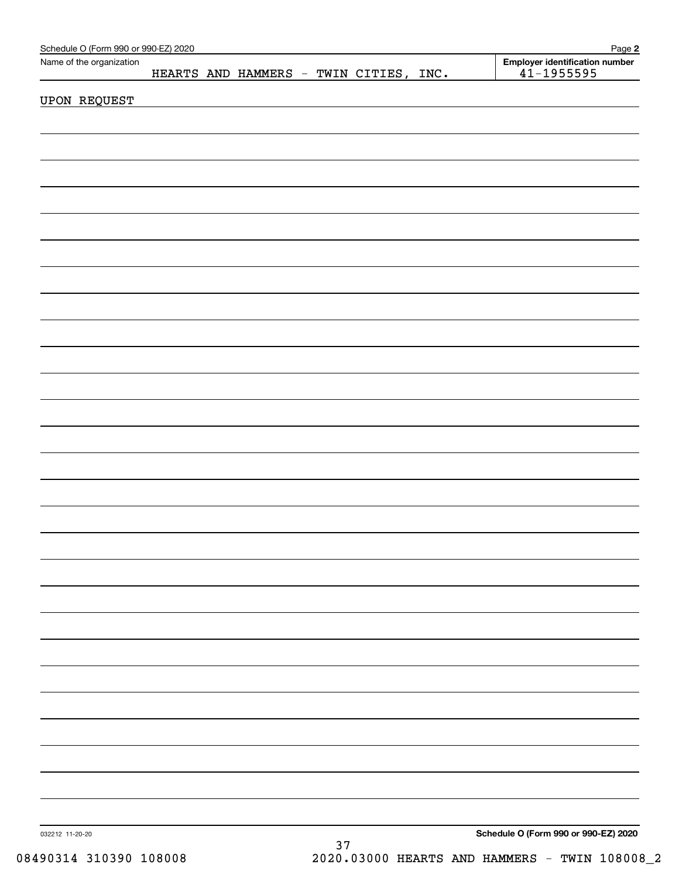Schedule O (Form 990 or 990-EZ) 2020

Name of the organization: HEARTS AND HAMMERS - TWIN CITIES, INC.

Employer identification number: 41-1955595

UPON REQUEST

032212 11-20-20

Schedule O (Form 990 or 990-EZ) 2020

08490314 310390 108008 2020.03000 HEARTS AND HAMMERS - TWIN 108008_2